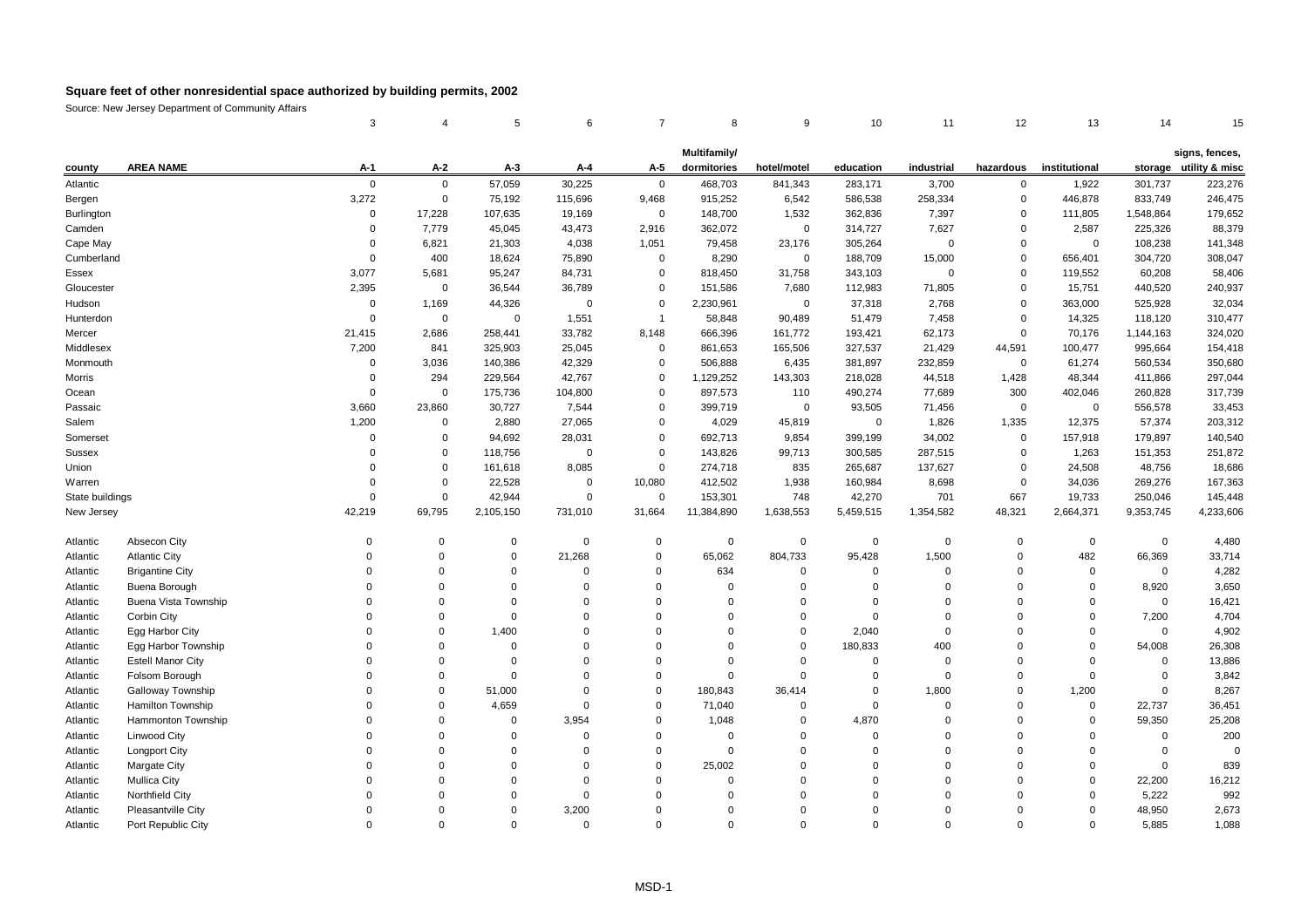# Square feet of other nonresidential space authorized by building permits, 2002

Source: New Jersey Department of Community Affairs

| | | 3 | 4 | 5 | 6 | 7 | 8 | 9 | 10 | 11 | 12 | 13 | 14 | 15 |
|---|---|---|---|---|---|---|---|---|---|---|---|---|---|---|
| county | AREA NAME | A-1 | A-2 | A-3 | A-4 | A-5 | Multifamily/ dormitories | hotel/motel | education | industrial | hazardous | institutional | storage | signs, fences, utility & misc |
| Atlantic | | 0 | 0 | 57,059 | 30,225 | 0 | 468,703 | 841,343 | 283,171 | 3,700 | 0 | 1,922 | 301,737 | 223,276 |
| Bergen | | 3,272 | 0 | 75,192 | 115,696 | 9,468 | 915,252 | 6,542 | 586,538 | 258,334 | 0 | 446,878 | 833,749 | 246,475 |
| Burlington | | 0 | 17,228 | 107,635 | 19,169 | 0 | 148,700 | 1,532 | 362,836 | 7,397 | 0 | 111,805 | 1,548,864 | 179,652 |
| Camden | | 0 | 7,779 | 45,045 | 43,473 | 2,916 | 362,072 | 0 | 314,727 | 7,627 | 0 | 2,587 | 225,326 | 88,379 |
| Cape May | | 0 | 6,821 | 21,303 | 4,038 | 1,051 | 79,458 | 23,176 | 305,264 | 0 | 0 | 0 | 108,238 | 141,348 |
| Cumberland | | 0 | 400 | 18,624 | 75,890 | 0 | 8,290 | 0 | 188,709 | 15,000 | 0 | 656,401 | 304,720 | 308,047 |
| Essex | | 3,077 | 5,681 | 95,247 | 84,731 | 0 | 818,450 | 31,758 | 343,103 | 0 | 0 | 119,552 | 60,208 | 58,406 |
| Gloucester | | 2,395 | 0 | 36,544 | 36,789 | 0 | 151,586 | 7,680 | 112,983 | 71,805 | 0 | 15,751 | 440,520 | 240,937 |
| Hudson | | 0 | 1,169 | 44,326 | 0 | 0 | 2,230,961 | 0 | 37,318 | 2,768 | 0 | 363,000 | 525,928 | 32,034 |
| Hunterdon | | 0 | 0 | 0 | 1,551 | 1 | 58,848 | 90,489 | 51,479 | 7,458 | 0 | 14,325 | 118,120 | 310,477 |
| Mercer | | 21,415 | 2,686 | 258,441 | 33,782 | 8,148 | 666,396 | 161,772 | 193,421 | 62,173 | 0 | 70,176 | 1,144,163 | 324,020 |
| Middlesex | | 7,200 | 841 | 325,903 | 25,045 | 0 | 861,653 | 165,506 | 327,537 | 21,429 | 44,591 | 100,477 | 995,664 | 154,418 |
| Monmouth | | 0 | 3,036 | 140,386 | 42,329 | 0 | 506,888 | 6,435 | 381,897 | 232,859 | 0 | 61,274 | 560,534 | 350,680 |
| Morris | | 0 | 294 | 229,564 | 42,767 | 0 | 1,129,252 | 143,303 | 218,028 | 44,518 | 1,428 | 48,344 | 411,866 | 297,044 |
| Ocean | | 0 | 0 | 175,736 | 104,800 | 0 | 897,573 | 110 | 490,274 | 77,689 | 300 | 402,046 | 260,828 | 317,739 |
| Passaic | | 3,660 | 23,860 | 30,727 | 7,544 | 0 | 399,719 | 0 | 93,505 | 71,456 | 0 | 0 | 556,578 | 33,453 |
| Salem | | 1,200 | 0 | 2,880 | 27,065 | 0 | 4,029 | 45,819 | 0 | 1,826 | 1,335 | 12,375 | 57,374 | 203,312 |
| Somerset | | 0 | 0 | 94,692 | 28,031 | 0 | 692,713 | 9,854 | 399,199 | 34,002 | 0 | 157,918 | 179,897 | 140,540 |
| Sussex | | 0 | 0 | 118,756 | 0 | 0 | 143,826 | 99,713 | 300,585 | 287,515 | 0 | 1,263 | 151,353 | 251,872 |
| Union | | 0 | 0 | 161,618 | 8,085 | 0 | 274,718 | 835 | 265,687 | 137,627 | 0 | 24,508 | 48,756 | 18,686 |
| Warren | | 0 | 0 | 22,528 | 0 | 10,080 | 412,502 | 1,938 | 160,984 | 8,698 | 0 | 34,036 | 269,276 | 167,363 |
| State buildings | | 0 | 0 | 42,944 | 0 | 0 | 153,301 | 748 | 42,270 | 701 | 667 | 19,733 | 250,046 | 145,448 |
| New Jersey | | 42,219 | 69,795 | 2,105,150 | 731,010 | 31,664 | 11,384,890 | 1,638,553 | 5,459,515 | 1,354,582 | 48,321 | 2,664,371 | 9,353,745 | 4,233,606 |
| | | | | | | | | | | | | | | |
| Atlantic | Absecon City | 0 | 0 | 0 | 0 | 0 | 0 | 0 | 0 | 0 | 0 | 0 | 0 | 4,480 |
| Atlantic | Atlantic City | 0 | 0 | 0 | 21,268 | 0 | 65,062 | 804,733 | 95,428 | 1,500 | 0 | 482 | 66,369 | 33,714 |
| Atlantic | Brigantine City | 0 | 0 | 0 | 0 | 0 | 634 | 0 | 0 | 0 | 0 | 0 | 0 | 4,282 |
| Atlantic | Buena Borough | 0 | 0 | 0 | 0 | 0 | 0 | 0 | 0 | 0 | 0 | 0 | 8,920 | 3,650 |
| Atlantic | Buena Vista Township | 0 | 0 | 0 | 0 | 0 | 0 | 0 | 0 | 0 | 0 | 0 | 0 | 16,421 |
| Atlantic | Corbin City | 0 | 0 | 0 | 0 | 0 | 0 | 0 | 0 | 0 | 0 | 0 | 7,200 | 4,704 |
| Atlantic | Egg Harbor City | 0 | 0 | 1,400 | 0 | 0 | 0 | 0 | 2,040 | 0 | 0 | 0 | 0 | 4,902 |
| Atlantic | Egg Harbor Township | 0 | 0 | 0 | 0 | 0 | 0 | 0 | 180,833 | 400 | 0 | 0 | 54,008 | 26,308 |
| Atlantic | Estell Manor City | 0 | 0 | 0 | 0 | 0 | 0 | 0 | 0 | 0 | 0 | 0 | 0 | 13,886 |
| Atlantic | Folsom Borough | 0 | 0 | 0 | 0 | 0 | 0 | 0 | 0 | 0 | 0 | 0 | 0 | 3,842 |
| Atlantic | Galloway Township | 0 | 0 | 51,000 | 0 | 0 | 180,843 | 36,414 | 0 | 1,800 | 0 | 1,200 | 0 | 8,267 |
| Atlantic | Hamilton Township | 0 | 0 | 4,659 | 0 | 0 | 71,040 | 0 | 0 | 0 | 0 | 0 | 22,737 | 36,451 |
| Atlantic | Hammonton Township | 0 | 0 | 0 | 3,954 | 0 | 1,048 | 0 | 4,870 | 0 | 0 | 0 | 59,350 | 25,208 |
| Atlantic | Linwood City | 0 | 0 | 0 | 0 | 0 | 0 | 0 | 0 | 0 | 0 | 0 | 0 | 200 |
| Atlantic | Longport City | 0 | 0 | 0 | 0 | 0 | 0 | 0 | 0 | 0 | 0 | 0 | 0 | 0 |
| Atlantic | Margate City | 0 | 0 | 0 | 0 | 0 | 25,002 | 0 | 0 | 0 | 0 | 0 | 0 | 839 |
| Atlantic | Mullica City | 0 | 0 | 0 | 0 | 0 | 0 | 0 | 0 | 0 | 0 | 0 | 22,200 | 16,212 |
| Atlantic | Northfield City | 0 | 0 | 0 | 0 | 0 | 0 | 0 | 0 | 0 | 0 | 0 | 5,222 | 992 |
| Atlantic | Pleasantville City | 0 | 0 | 0 | 3,200 | 0 | 0 | 0 | 0 | 0 | 0 | 0 | 48,950 | 2,673 |
| Atlantic | Port Republic City | 0 | 0 | 0 | 0 | 0 | 0 | 0 | 0 | 0 | 0 | 0 | 5,885 | 1,088 |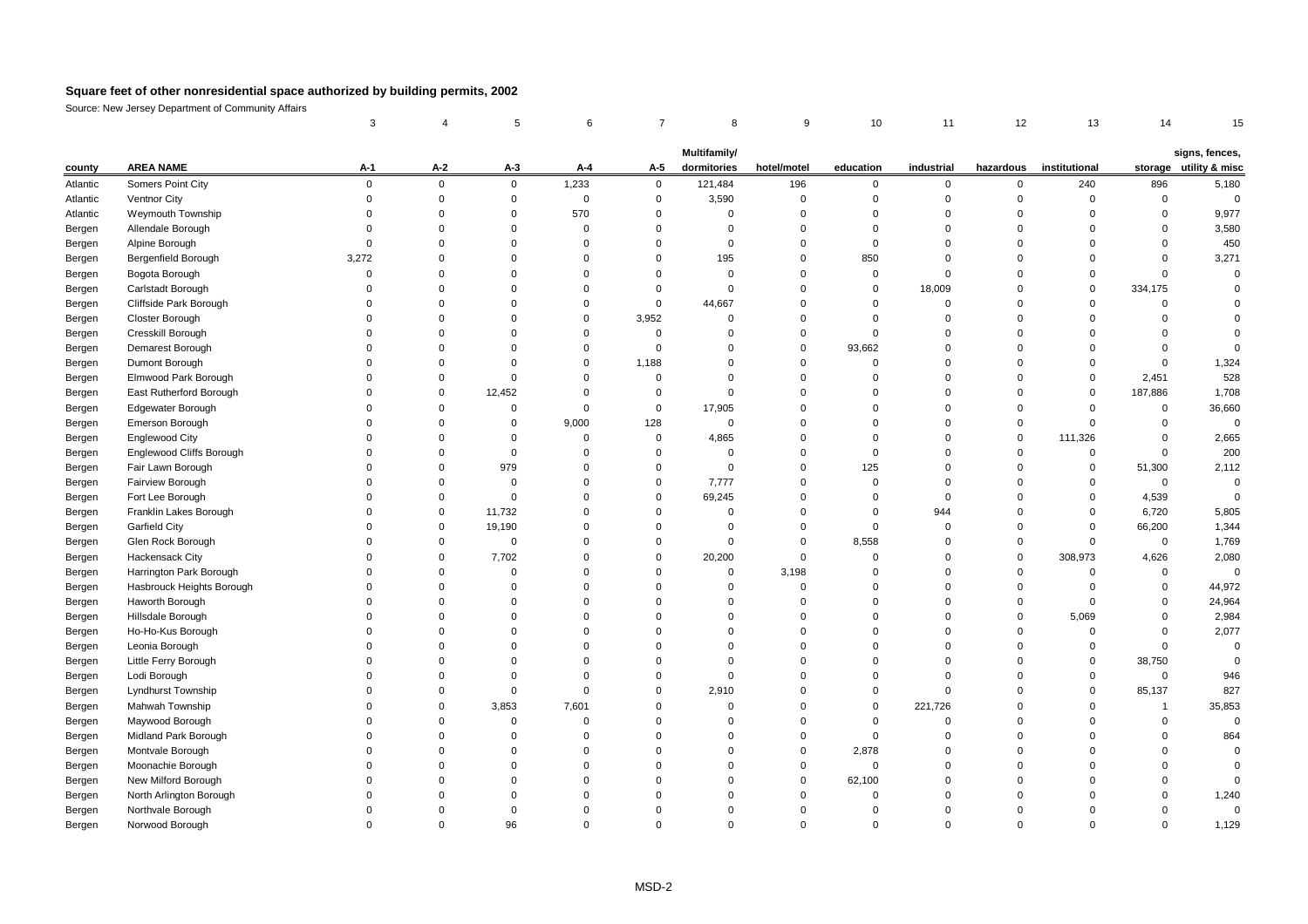# Square feet of other nonresidential space authorized by building permits, 2002

Source: New Jersey Department of Community Affairs

| | | 3 | 4 | 5 | 6 | 7 | 8 | 9 | 10 | 11 | 12 | 13 | 14 | 15 |
|---|---|---|---|---|---|---|---|---|---|---|---|---|---|---|
| county | AREA NAME | A-1 | A-2 | A-3 | A-4 | A-5 | Multifamily/ dormitories | hotel/motel | education | industrial | hazardous | institutional | storage | signs, fences, utility & misc |
| Atlantic | Somers Point City | 0 | 0 | 0 | 1,233 | 0 | 121,484 | 196 | 0 | 0 | 0 | 240 | 896 | 5,180 |
| Atlantic | Ventnor City | 0 | 0 | 0 | 0 | 0 | 3,590 | 0 | 0 | 0 | 0 | 0 | 0 | 0 |
| Atlantic | Weymouth Township | 0 | 0 | 0 | 570 | 0 | 0 | 0 | 0 | 0 | 0 | 0 | 0 | 9,977 |
| Bergen | Allendale Borough | 0 | 0 | 0 | 0 | 0 | 0 | 0 | 0 | 0 | 0 | 0 | 0 | 3,580 |
| Bergen | Alpine Borough | 0 | 0 | 0 | 0 | 0 | 0 | 0 | 0 | 0 | 0 | 0 | 0 | 450 |
| Bergen | Bergenfield Borough | 3,272 | 0 | 0 | 0 | 0 | 195 | 0 | 850 | 0 | 0 | 0 | 0 | 3,271 |
| Bergen | Bogota Borough | 0 | 0 | 0 | 0 | 0 | 0 | 0 | 0 | 0 | 0 | 0 | 0 | 0 |
| Bergen | Carlstadt Borough | 0 | 0 | 0 | 0 | 0 | 0 | 0 | 0 | 18,009 | 0 | 0 | 334,175 | 0 |
| Bergen | Cliffside Park Borough | 0 | 0 | 0 | 0 | 0 | 44,667 | 0 | 0 | 0 | 0 | 0 | 0 | 0 |
| Bergen | Closter Borough | 0 | 0 | 0 | 0 | 3,952 | 0 | 0 | 0 | 0 | 0 | 0 | 0 | 0 |
| Bergen | Cresskill Borough | 0 | 0 | 0 | 0 | 0 | 0 | 0 | 0 | 0 | 0 | 0 | 0 | 0 |
| Bergen | Demarest Borough | 0 | 0 | 0 | 0 | 0 | 0 | 0 | 93,662 | 0 | 0 | 0 | 0 | 0 |
| Bergen | Dumont Borough | 0 | 0 | 0 | 0 | 1,188 | 0 | 0 | 0 | 0 | 0 | 0 | 0 | 1,324 |
| Bergen | Elmwood Park Borough | 0 | 0 | 0 | 0 | 0 | 0 | 0 | 0 | 0 | 0 | 0 | 2,451 | 528 |
| Bergen | East Rutherford Borough | 0 | 0 | 12,452 | 0 | 0 | 0 | 0 | 0 | 0 | 0 | 0 | 187,886 | 1,708 |
| Bergen | Edgewater Borough | 0 | 0 | 0 | 0 | 0 | 17,905 | 0 | 0 | 0 | 0 | 0 | 0 | 36,660 |
| Bergen | Emerson Borough | 0 | 0 | 0 | 9,000 | 128 | 0 | 0 | 0 | 0 | 0 | 0 | 0 | 0 |
| Bergen | Englewood City | 0 | 0 | 0 | 0 | 0 | 4,865 | 0 | 0 | 0 | 0 | 111,326 | 0 | 2,665 |
| Bergen | Englewood Cliffs Borough | 0 | 0 | 0 | 0 | 0 | 0 | 0 | 0 | 0 | 0 | 0 | 0 | 200 |
| Bergen | Fair Lawn Borough | 0 | 0 | 979 | 0 | 0 | 0 | 0 | 125 | 0 | 0 | 0 | 51,300 | 2,112 |
| Bergen | Fairview Borough | 0 | 0 | 0 | 0 | 0 | 7,777 | 0 | 0 | 0 | 0 | 0 | 0 | 0 |
| Bergen | Fort Lee Borough | 0 | 0 | 0 | 0 | 0 | 69,245 | 0 | 0 | 0 | 0 | 0 | 4,539 | 0 |
| Bergen | Franklin Lakes Borough | 0 | 0 | 11,732 | 0 | 0 | 0 | 0 | 0 | 944 | 0 | 0 | 6,720 | 5,805 |
| Bergen | Garfield City | 0 | 0 | 19,190 | 0 | 0 | 0 | 0 | 0 | 0 | 0 | 0 | 66,200 | 1,344 |
| Bergen | Glen Rock Borough | 0 | 0 | 0 | 0 | 0 | 0 | 0 | 8,558 | 0 | 0 | 0 | 0 | 1,769 |
| Bergen | Hackensack City | 0 | 0 | 7,702 | 0 | 0 | 20,200 | 0 | 0 | 0 | 0 | 308,973 | 4,626 | 2,080 |
| Bergen | Harrington Park Borough | 0 | 0 | 0 | 0 | 0 | 0 | 3,198 | 0 | 0 | 0 | 0 | 0 | 0 |
| Bergen | Hasbrouck Heights Borough | 0 | 0 | 0 | 0 | 0 | 0 | 0 | 0 | 0 | 0 | 0 | 0 | 44,972 |
| Bergen | Haworth Borough | 0 | 0 | 0 | 0 | 0 | 0 | 0 | 0 | 0 | 0 | 0 | 0 | 24,964 |
| Bergen | Hillsdale Borough | 0 | 0 | 0 | 0 | 0 | 0 | 0 | 0 | 0 | 0 | 5,069 | 0 | 2,984 |
| Bergen | Ho-Ho-Kus Borough | 0 | 0 | 0 | 0 | 0 | 0 | 0 | 0 | 0 | 0 | 0 | 0 | 2,077 |
| Bergen | Leonia Borough | 0 | 0 | 0 | 0 | 0 | 0 | 0 | 0 | 0 | 0 | 0 | 0 | 0 |
| Bergen | Little Ferry Borough | 0 | 0 | 0 | 0 | 0 | 0 | 0 | 0 | 0 | 0 | 0 | 38,750 | 0 |
| Bergen | Lodi Borough | 0 | 0 | 0 | 0 | 0 | 0 | 0 | 0 | 0 | 0 | 0 | 0 | 946 |
| Bergen | Lyndhurst Township | 0 | 0 | 0 | 0 | 0 | 2,910 | 0 | 0 | 0 | 0 | 0 | 85,137 | 827 |
| Bergen | Mahwah Township | 0 | 0 | 3,853 | 7,601 | 0 | 0 | 0 | 0 | 221,726 | 0 | 0 | 1 | 35,853 |
| Bergen | Maywood Borough | 0 | 0 | 0 | 0 | 0 | 0 | 0 | 0 | 0 | 0 | 0 | 0 | 0 |
| Bergen | Midland Park Borough | 0 | 0 | 0 | 0 | 0 | 0 | 0 | 0 | 0 | 0 | 0 | 0 | 864 |
| Bergen | Montvale Borough | 0 | 0 | 0 | 0 | 0 | 0 | 0 | 2,878 | 0 | 0 | 0 | 0 | 0 |
| Bergen | Moonachie Borough | 0 | 0 | 0 | 0 | 0 | 0 | 0 | 0 | 0 | 0 | 0 | 0 | 0 |
| Bergen | New Milford Borough | 0 | 0 | 0 | 0 | 0 | 0 | 0 | 62,100 | 0 | 0 | 0 | 0 | 0 |
| Bergen | North Arlington Borough | 0 | 0 | 0 | 0 | 0 | 0 | 0 | 0 | 0 | 0 | 0 | 0 | 1,240 |
| Bergen | Northvale Borough | 0 | 0 | 0 | 0 | 0 | 0 | 0 | 0 | 0 | 0 | 0 | 0 | 0 |
| Bergen | Norwood Borough | 0 | 0 | 96 | 0 | 0 | 0 | 0 | 0 | 0 | 0 | 0 | 0 | 1,129 |

MSD-2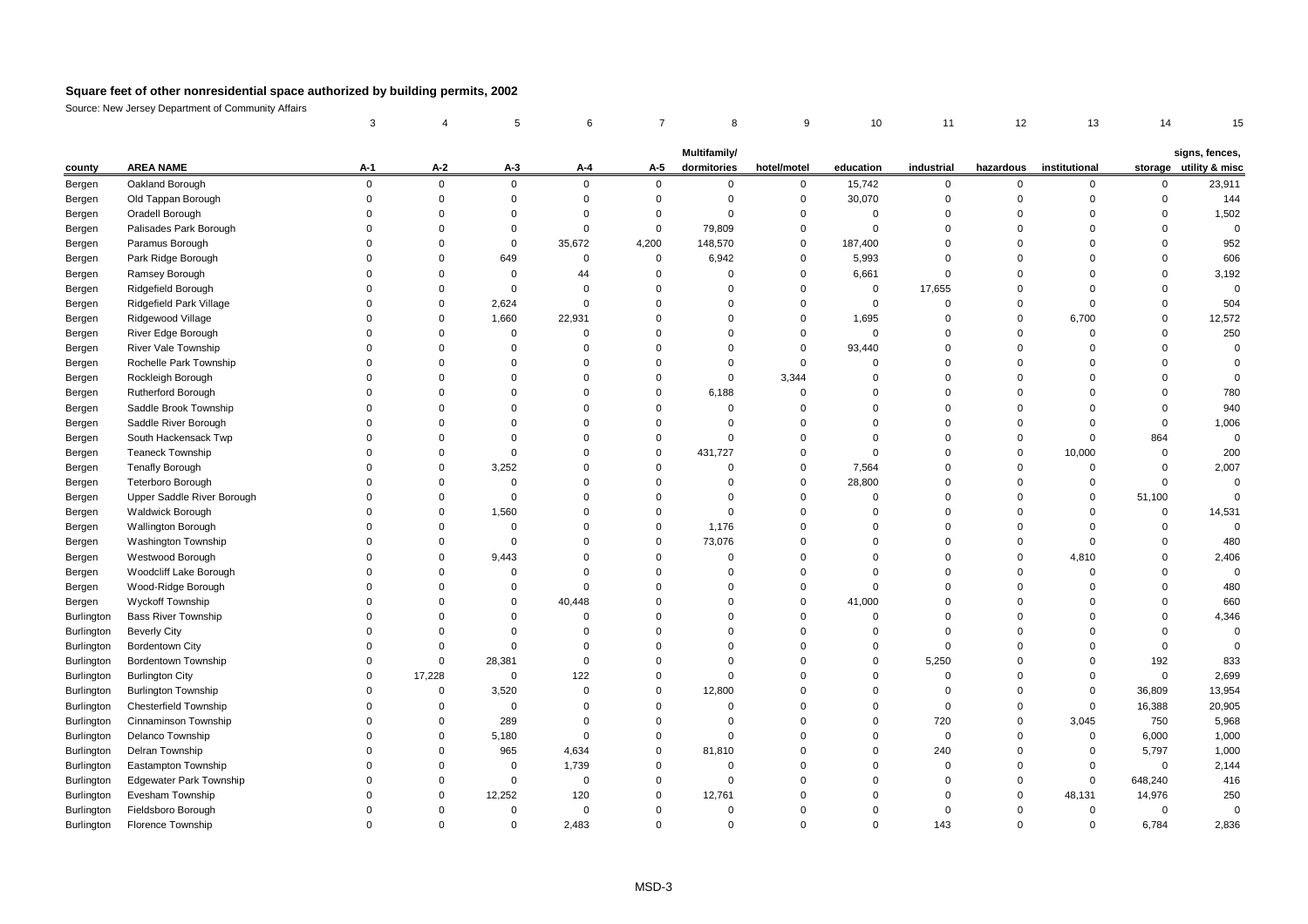# Square feet of other nonresidential space authorized by building permits, 2002

Source: New Jersey Department of Community Affairs

| | | 3 | 4 | 5 | 6 | 7 | 8 | 9 | 10 | 11 | 12 | 13 | 14 | 15 |
|---|---|---|---|---|---|---|---|---|---|---|---|---|---|---|
| county | AREA NAME | A-1 | A-2 | A-3 | A-4 | A-5 | Multifamily/ dormitories | hotel/motel | education | industrial | hazardous | institutional | storage | signs, fences, utility & misc |
| Bergen | Oakland Borough | 0 | 0 | 0 | 0 | 0 | 0 | 0 | 15,742 | 0 | 0 | 0 | 0 | 23,911 |
| Bergen | Old Tappan Borough | 0 | 0 | 0 | 0 | 0 | 0 | 0 | 30,070 | 0 | 0 | 0 | 0 | 144 |
| Bergen | Oradell Borough | 0 | 0 | 0 | 0 | 0 | 0 | 0 | 0 | 0 | 0 | 0 | 0 | 1,502 |
| Bergen | Palisades Park Borough | 0 | 0 | 0 | 0 | 0 | 79,809 | 0 | 0 | 0 | 0 | 0 | 0 | 0 |
| Bergen | Paramus Borough | 0 | 0 | 0 | 35,672 | 4,200 | 148,570 | 0 | 187,400 | 0 | 0 | 0 | 0 | 952 |
| Bergen | Park Ridge Borough | 0 | 0 | 649 | 0 | 0 | 6,942 | 0 | 5,993 | 0 | 0 | 0 | 0 | 606 |
| Bergen | Ramsey Borough | 0 | 0 | 0 | 44 | 0 | 0 | 0 | 6,661 | 0 | 0 | 0 | 0 | 3,192 |
| Bergen | Ridgefield Borough | 0 | 0 | 0 | 0 | 0 | 0 | 0 | 0 | 17,655 | 0 | 0 | 0 | 0 |
| Bergen | Ridgefield Park Village | 0 | 0 | 2,624 | 0 | 0 | 0 | 0 | 0 | 0 | 0 | 0 | 0 | 504 |
| Bergen | Ridgewood Village | 0 | 0 | 1,660 | 22,931 | 0 | 0 | 0 | 1,695 | 0 | 0 | 6,700 | 0 | 12,572 |
| Bergen | River Edge Borough | 0 | 0 | 0 | 0 | 0 | 0 | 0 | 0 | 0 | 0 | 0 | 0 | 250 |
| Bergen | River Vale Township | 0 | 0 | 0 | 0 | 0 | 0 | 0 | 93,440 | 0 | 0 | 0 | 0 | 0 |
| Bergen | Rochelle Park Township | 0 | 0 | 0 | 0 | 0 | 0 | 0 | 0 | 0 | 0 | 0 | 0 | 0 |
| Bergen | Rockleigh Borough | 0 | 0 | 0 | 0 | 0 | 0 | 3,344 | 0 | 0 | 0 | 0 | 0 | 0 |
| Bergen | Rutherford Borough | 0 | 0 | 0 | 0 | 0 | 6,188 | 0 | 0 | 0 | 0 | 0 | 0 | 780 |
| Bergen | Saddle Brook Township | 0 | 0 | 0 | 0 | 0 | 0 | 0 | 0 | 0 | 0 | 0 | 0 | 940 |
| Bergen | Saddle River Borough | 0 | 0 | 0 | 0 | 0 | 0 | 0 | 0 | 0 | 0 | 0 | 0 | 1,006 |
| Bergen | South Hackensack Twp | 0 | 0 | 0 | 0 | 0 | 0 | 0 | 0 | 0 | 0 | 0 | 864 | 0 |
| Bergen | Teaneck Township | 0 | 0 | 0 | 0 | 0 | 431,727 | 0 | 0 | 0 | 0 | 10,000 | 0 | 200 |
| Bergen | Tenafly Borough | 0 | 0 | 3,252 | 0 | 0 | 0 | 0 | 7,564 | 0 | 0 | 0 | 0 | 2,007 |
| Bergen | Teterboro Borough | 0 | 0 | 0 | 0 | 0 | 0 | 0 | 28,800 | 0 | 0 | 0 | 0 | 0 |
| Bergen | Upper Saddle River Borough | 0 | 0 | 0 | 0 | 0 | 0 | 0 | 0 | 0 | 0 | 0 | 51,100 | 0 |
| Bergen | Waldwick Borough | 0 | 0 | 1,560 | 0 | 0 | 0 | 0 | 0 | 0 | 0 | 0 | 0 | 14,531 |
| Bergen | Wallington Borough | 0 | 0 | 0 | 0 | 0 | 1,176 | 0 | 0 | 0 | 0 | 0 | 0 | 0 |
| Bergen | Washington Township | 0 | 0 | 0 | 0 | 0 | 73,076 | 0 | 0 | 0 | 0 | 0 | 0 | 480 |
| Bergen | Westwood Borough | 0 | 0 | 9,443 | 0 | 0 | 0 | 0 | 0 | 0 | 0 | 4,810 | 0 | 2,406 |
| Bergen | Woodcliff Lake Borough | 0 | 0 | 0 | 0 | 0 | 0 | 0 | 0 | 0 | 0 | 0 | 0 | 0 |
| Bergen | Wood-Ridge Borough | 0 | 0 | 0 | 0 | 0 | 0 | 0 | 0 | 0 | 0 | 0 | 0 | 480 |
| Bergen | Wyckoff Township | 0 | 0 | 0 | 40,448 | 0 | 0 | 0 | 41,000 | 0 | 0 | 0 | 0 | 660 |
| Burlington | Bass River Township | 0 | 0 | 0 | 0 | 0 | 0 | 0 | 0 | 0 | 0 | 0 | 0 | 4,346 |
| Burlington | Beverly City | 0 | 0 | 0 | 0 | 0 | 0 | 0 | 0 | 0 | 0 | 0 | 0 | 0 |
| Burlington | Bordentown City | 0 | 0 | 0 | 0 | 0 | 0 | 0 | 0 | 0 | 0 | 0 | 0 | 0 |
| Burlington | Bordentown Township | 0 | 0 | 28,381 | 0 | 0 | 0 | 0 | 0 | 5,250 | 0 | 0 | 192 | 833 |
| Burlington | Burlington City | 0 | 17,228 | 0 | 122 | 0 | 0 | 0 | 0 | 0 | 0 | 0 | 0 | 2,699 |
| Burlington | Burlington Township | 0 | 0 | 3,520 | 0 | 0 | 12,800 | 0 | 0 | 0 | 0 | 0 | 36,809 | 13,954 |
| Burlington | Chesterfield Township | 0 | 0 | 0 | 0 | 0 | 0 | 0 | 0 | 0 | 0 | 0 | 16,388 | 20,905 |
| Burlington | Cinnaminson Township | 0 | 0 | 289 | 0 | 0 | 0 | 0 | 0 | 720 | 0 | 3,045 | 750 | 5,968 |
| Burlington | Delanco Township | 0 | 0 | 5,180 | 0 | 0 | 0 | 0 | 0 | 0 | 0 | 0 | 6,000 | 1,000 |
| Burlington | Delran Township | 0 | 0 | 965 | 4,634 | 0 | 81,810 | 0 | 0 | 240 | 0 | 0 | 5,797 | 1,000 |
| Burlington | Eastampton Township | 0 | 0 | 0 | 1,739 | 0 | 0 | 0 | 0 | 0 | 0 | 0 | 0 | 2,144 |
| Burlington | Edgewater Park Township | 0 | 0 | 0 | 0 | 0 | 0 | 0 | 0 | 0 | 0 | 0 | 648,240 | 416 |
| Burlington | Evesham Township | 0 | 0 | 12,252 | 120 | 0 | 12,761 | 0 | 0 | 0 | 0 | 48,131 | 14,976 | 250 |
| Burlington | Fieldsboro Borough | 0 | 0 | 0 | 0 | 0 | 0 | 0 | 0 | 0 | 0 | 0 | 0 | 0 |
| Burlington | Florence Township | 0 | 0 | 0 | 2,483 | 0 | 0 | 0 | 0 | 143 | 0 | 0 | 6,784 | 2,836 |

MSD-3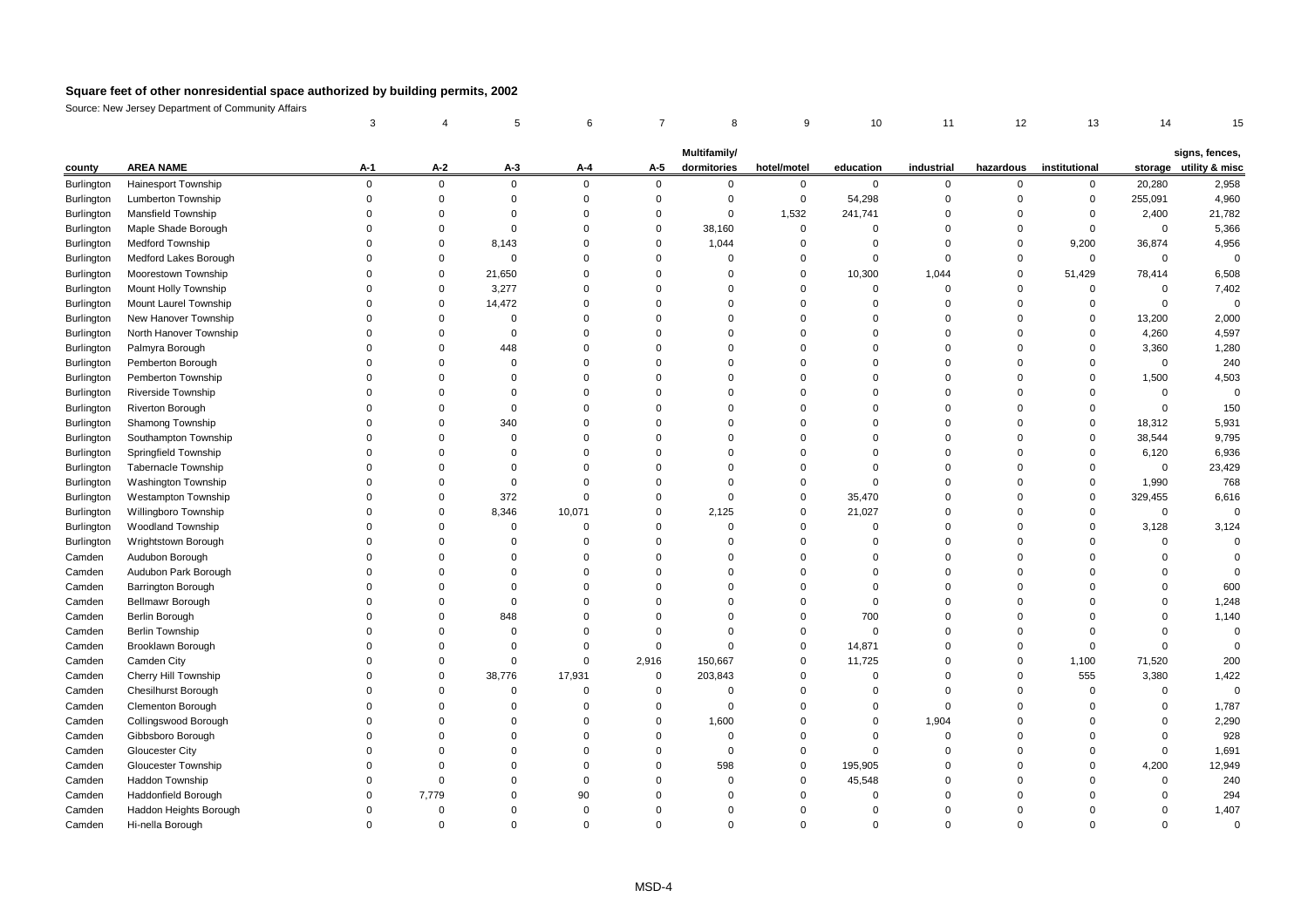## Square feet of other nonresidential space authorized by building permits, 2002

Source: New Jersey Department of Community Affairs

| | | 3 | 4 | 5 | 6 | 7 | 8 | 9 | 10 | 11 | 12 | 13 | 14 | 15 |
|---|---|---|---|---|---|---|---|---|---|---|---|---|---|---|
| county | AREA NAME | A-1 | A-2 | A-3 | A-4 | A-5 | Multifamily/ dormitories | hotel/motel | education | industrial | hazardous | institutional | storage | signs, fences, utility & misc |
| Burlington | Hainesport Township | 0 | 0 | 0 | 0 | 0 | 0 | 0 | 0 | 0 | 0 | 0 | 20,280 | 2,958 |
| Burlington | Lumberton Township | 0 | 0 | 0 | 0 | 0 | 0 | 0 | 54,298 | 0 | 0 | 0 | 255,091 | 4,960 |
| Burlington | Mansfield Township | 0 | 0 | 0 | 0 | 0 | 0 | 1,532 | 241,741 | 0 | 0 | 0 | 2,400 | 21,782 |
| Burlington | Maple Shade Borough | 0 | 0 | 0 | 0 | 0 | 38,160 | 0 | 0 | 0 | 0 | 0 | 0 | 5,366 |
| Burlington | Medford Township | 0 | 0 | 8,143 | 0 | 0 | 1,044 | 0 | 0 | 0 | 0 | 9,200 | 36,874 | 4,956 |
| Burlington | Medford Lakes Borough | 0 | 0 | 0 | 0 | 0 | 0 | 0 | 0 | 0 | 0 | 0 | 0 | 0 |
| Burlington | Moorestown Township | 0 | 0 | 21,650 | 0 | 0 | 0 | 0 | 10,300 | 1,044 | 0 | 51,429 | 78,414 | 6,508 |
| Burlington | Mount Holly Township | 0 | 0 | 3,277 | 0 | 0 | 0 | 0 | 0 | 0 | 0 | 0 | 0 | 7,402 |
| Burlington | Mount Laurel Township | 0 | 0 | 14,472 | 0 | 0 | 0 | 0 | 0 | 0 | 0 | 0 | 0 | 0 |
| Burlington | New Hanover Township | 0 | 0 | 0 | 0 | 0 | 0 | 0 | 0 | 0 | 0 | 0 | 13,200 | 2,000 |
| Burlington | North Hanover Township | 0 | 0 | 0 | 0 | 0 | 0 | 0 | 0 | 0 | 0 | 0 | 4,260 | 4,597 |
| Burlington | Palmyra Borough | 0 | 0 | 448 | 0 | 0 | 0 | 0 | 0 | 0 | 0 | 0 | 3,360 | 1,280 |
| Burlington | Pemberton Borough | 0 | 0 | 0 | 0 | 0 | 0 | 0 | 0 | 0 | 0 | 0 | 0 | 240 |
| Burlington | Pemberton Township | 0 | 0 | 0 | 0 | 0 | 0 | 0 | 0 | 0 | 0 | 0 | 1,500 | 4,503 |
| Burlington | Riverside Township | 0 | 0 | 0 | 0 | 0 | 0 | 0 | 0 | 0 | 0 | 0 | 0 | 0 |
| Burlington | Riverton Borough | 0 | 0 | 0 | 0 | 0 | 0 | 0 | 0 | 0 | 0 | 0 | 0 | 150 |
| Burlington | Shamong Township | 0 | 0 | 340 | 0 | 0 | 0 | 0 | 0 | 0 | 0 | 0 | 18,312 | 5,931 |
| Burlington | Southampton Township | 0 | 0 | 0 | 0 | 0 | 0 | 0 | 0 | 0 | 0 | 0 | 38,544 | 9,795 |
| Burlington | Springfield Township | 0 | 0 | 0 | 0 | 0 | 0 | 0 | 0 | 0 | 0 | 0 | 6,120 | 6,936 |
| Burlington | Tabernacle Township | 0 | 0 | 0 | 0 | 0 | 0 | 0 | 0 | 0 | 0 | 0 | 0 | 23,429 |
| Burlington | Washington Township | 0 | 0 | 0 | 0 | 0 | 0 | 0 | 0 | 0 | 0 | 0 | 1,990 | 768 |
| Burlington | Westampton Township | 0 | 0 | 372 | 0 | 0 | 0 | 0 | 35,470 | 0 | 0 | 0 | 329,455 | 6,616 |
| Burlington | Willingboro Township | 0 | 0 | 8,346 | 10,071 | 0 | 2,125 | 0 | 21,027 | 0 | 0 | 0 | 0 | 0 |
| Burlington | Woodland Township | 0 | 0 | 0 | 0 | 0 | 0 | 0 | 0 | 0 | 0 | 0 | 3,128 | 3,124 |
| Burlington | Wrightstown Borough | 0 | 0 | 0 | 0 | 0 | 0 | 0 | 0 | 0 | 0 | 0 | 0 | 0 |
| Camden | Audubon Borough | 0 | 0 | 0 | 0 | 0 | 0 | 0 | 0 | 0 | 0 | 0 | 0 | 0 |
| Camden | Audubon Park Borough | 0 | 0 | 0 | 0 | 0 | 0 | 0 | 0 | 0 | 0 | 0 | 0 | 0 |
| Camden | Barrington Borough | 0 | 0 | 0 | 0 | 0 | 0 | 0 | 0 | 0 | 0 | 0 | 0 | 600 |
| Camden | Bellmawr Borough | 0 | 0 | 0 | 0 | 0 | 0 | 0 | 0 | 0 | 0 | 0 | 0 | 1,248 |
| Camden | Berlin Borough | 0 | 0 | 848 | 0 | 0 | 0 | 0 | 700 | 0 | 0 | 0 | 0 | 1,140 |
| Camden | Berlin Township | 0 | 0 | 0 | 0 | 0 | 0 | 0 | 0 | 0 | 0 | 0 | 0 | 0 |
| Camden | Brooklawn Borough | 0 | 0 | 0 | 0 | 0 | 0 | 0 | 14,871 | 0 | 0 | 0 | 0 | 0 |
| Camden | Camden City | 0 | 0 | 0 | 0 | 2,916 | 150,667 | 0 | 11,725 | 0 | 0 | 1,100 | 71,520 | 200 |
| Camden | Cherry Hill Township | 0 | 0 | 38,776 | 17,931 | 0 | 203,843 | 0 | 0 | 0 | 0 | 555 | 3,380 | 1,422 |
| Camden | Chesilhurst Borough | 0 | 0 | 0 | 0 | 0 | 0 | 0 | 0 | 0 | 0 | 0 | 0 | 0 |
| Camden | Clementon Borough | 0 | 0 | 0 | 0 | 0 | 0 | 0 | 0 | 0 | 0 | 0 | 0 | 1,787 |
| Camden | Collingswood Borough | 0 | 0 | 0 | 0 | 0 | 1,600 | 0 | 0 | 1,904 | 0 | 0 | 0 | 2,290 |
| Camden | Gibbsboro Borough | 0 | 0 | 0 | 0 | 0 | 0 | 0 | 0 | 0 | 0 | 0 | 0 | 928 |
| Camden | Gloucester City | 0 | 0 | 0 | 0 | 0 | 0 | 0 | 0 | 0 | 0 | 0 | 0 | 1,691 |
| Camden | Gloucester Township | 0 | 0 | 0 | 0 | 0 | 598 | 0 | 195,905 | 0 | 0 | 0 | 4,200 | 12,949 |
| Camden | Haddon Township | 0 | 0 | 0 | 0 | 0 | 0 | 0 | 45,548 | 0 | 0 | 0 | 0 | 240 |
| Camden | Haddonfield Borough | 0 | 7,779 | 0 | 90 | 0 | 0 | 0 | 0 | 0 | 0 | 0 | 0 | 294 |
| Camden | Haddon Heights Borough | 0 | 0 | 0 | 0 | 0 | 0 | 0 | 0 | 0 | 0 | 0 | 0 | 1,407 |
| Camden | Hi-nella Borough | 0 | 0 | 0 | 0 | 0 | 0 | 0 | 0 | 0 | 0 | 0 | 0 | 0 |

MSD-4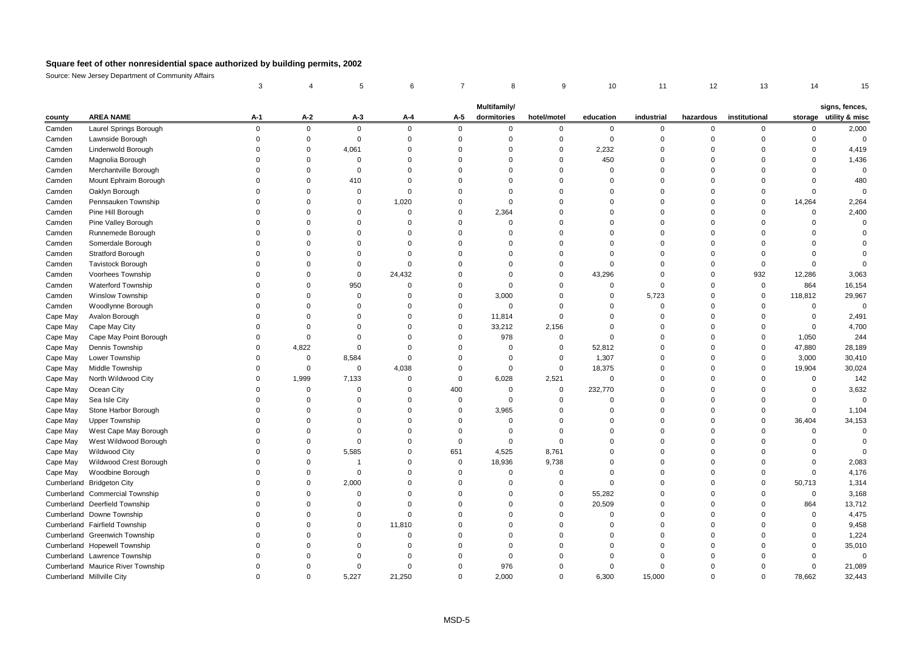## Square feet of other nonresidential space authorized by building permits, 2002

Source: New Jersey Department of Community Affairs

| | | 3 | 4 | 5 | 6 | 7 | 8 | 9 | 10 | 11 | 12 | 13 | 14 | 15 |
|---|---|---|---|---|---|---|---|---|---|---|---|---|---|---|
| county | AREA NAME | A-1 | A-2 | A-3 | A-4 | A-5 | Multifamily/ dormitories | hotel/motel | education | industrial | hazardous | institutional | storage | signs, fences, utility & misc |
| Camden | Laurel Springs Borough | 0 | 0 | 0 | 0 | 0 | 0 | 0 | 0 | 0 | 0 | 0 | 0 | 2,000 |
| Camden | Lawnside Borough | 0 | 0 | 0 | 0 | 0 | 0 | 0 | 0 | 0 | 0 | 0 | 0 | 0 |
| Camden | Lindenwold Borough | 0 | 0 | 4,061 | 0 | 0 | 0 | 0 | 2,232 | 0 | 0 | 0 | 0 | 4,419 |
| Camden | Magnolia Borough | 0 | 0 | 0 | 0 | 0 | 0 | 0 | 450 | 0 | 0 | 0 | 0 | 1,436 |
| Camden | Merchantville Borough | 0 | 0 | 0 | 0 | 0 | 0 | 0 | 0 | 0 | 0 | 0 | 0 | 0 |
| Camden | Mount Ephraim Borough | 0 | 0 | 410 | 0 | 0 | 0 | 0 | 0 | 0 | 0 | 0 | 0 | 480 |
| Camden | Oaklyn Borough | 0 | 0 | 0 | 0 | 0 | 0 | 0 | 0 | 0 | 0 | 0 | 0 | 0 |
| Camden | Pennsauken Township | 0 | 0 | 0 | 1,020 | 0 | 0 | 0 | 0 | 0 | 0 | 0 | 14,264 | 2,264 |
| Camden | Pine Hill Borough | 0 | 0 | 0 | 0 | 0 | 2,364 | 0 | 0 | 0 | 0 | 0 | 0 | 2,400 |
| Camden | Pine Valley Borough | 0 | 0 | 0 | 0 | 0 | 0 | 0 | 0 | 0 | 0 | 0 | 0 | 0 |
| Camden | Runnemede Borough | 0 | 0 | 0 | 0 | 0 | 0 | 0 | 0 | 0 | 0 | 0 | 0 | 0 |
| Camden | Somerdale Borough | 0 | 0 | 0 | 0 | 0 | 0 | 0 | 0 | 0 | 0 | 0 | 0 | 0 |
| Camden | Stratford Borough | 0 | 0 | 0 | 0 | 0 | 0 | 0 | 0 | 0 | 0 | 0 | 0 | 0 |
| Camden | Tavistock Borough | 0 | 0 | 0 | 0 | 0 | 0 | 0 | 0 | 0 | 0 | 0 | 0 | 0 |
| Camden | Voorhees Township | 0 | 0 | 0 | 24,432 | 0 | 0 | 0 | 43,296 | 0 | 0 | 932 | 12,286 | 3,063 |
| Camden | Waterford Township | 0 | 0 | 950 | 0 | 0 | 0 | 0 | 0 | 0 | 0 | 0 | 864 | 16,154 |
| Camden | Winslow Township | 0 | 0 | 0 | 0 | 0 | 3,000 | 0 | 0 | 5,723 | 0 | 0 | 118,812 | 29,967 |
| Camden | Woodlynne Borough | 0 | 0 | 0 | 0 | 0 | 0 | 0 | 0 | 0 | 0 | 0 | 0 | 0 |
| Cape May | Avalon Borough | 0 | 0 | 0 | 0 | 0 | 11,814 | 0 | 0 | 0 | 0 | 0 | 0 | 2,491 |
| Cape May | Cape May City | 0 | 0 | 0 | 0 | 0 | 33,212 | 2,156 | 0 | 0 | 0 | 0 | 0 | 4,700 |
| Cape May | Cape May Point Borough | 0 | 0 | 0 | 0 | 0 | 978 | 0 | 0 | 0 | 0 | 0 | 1,050 | 244 |
| Cape May | Dennis Township | 0 | 4,822 | 0 | 0 | 0 | 0 | 0 | 52,812 | 0 | 0 | 0 | 47,880 | 28,189 |
| Cape May | Lower Township | 0 | 0 | 8,584 | 0 | 0 | 0 | 0 | 1,307 | 0 | 0 | 0 | 3,000 | 30,410 |
| Cape May | Middle Township | 0 | 0 | 0 | 4,038 | 0 | 0 | 0 | 18,375 | 0 | 0 | 0 | 19,904 | 30,024 |
| Cape May | North Wildwood City | 0 | 1,999 | 7,133 | 0 | 0 | 6,028 | 2,521 | 0 | 0 | 0 | 0 | 0 | 142 |
| Cape May | Ocean City | 0 | 0 | 0 | 0 | 400 | 0 | 0 | 232,770 | 0 | 0 | 0 | 0 | 3,632 |
| Cape May | Sea Isle City | 0 | 0 | 0 | 0 | 0 | 0 | 0 | 0 | 0 | 0 | 0 | 0 | 0 |
| Cape May | Stone Harbor Borough | 0 | 0 | 0 | 0 | 0 | 3,965 | 0 | 0 | 0 | 0 | 0 | 0 | 1,104 |
| Cape May | Upper Township | 0 | 0 | 0 | 0 | 0 | 0 | 0 | 0 | 0 | 0 | 0 | 36,404 | 34,153 |
| Cape May | West Cape May Borough | 0 | 0 | 0 | 0 | 0 | 0 | 0 | 0 | 0 | 0 | 0 | 0 | 0 |
| Cape May | West Wildwood Borough | 0 | 0 | 0 | 0 | 0 | 0 | 0 | 0 | 0 | 0 | 0 | 0 | 0 |
| Cape May | Wildwood City | 0 | 0 | 5,585 | 0 | 651 | 4,525 | 8,761 | 0 | 0 | 0 | 0 | 0 | 0 |
| Cape May | Wildwood Crest Borough | 0 | 0 | 1 | 0 | 0 | 18,936 | 9,738 | 0 | 0 | 0 | 0 | 0 | 2,083 |
| Cape May | Woodbine Borough | 0 | 0 | 0 | 0 | 0 | 0 | 0 | 0 | 0 | 0 | 0 | 0 | 4,176 |
| Cumberland | Bridgeton City | 0 | 0 | 2,000 | 0 | 0 | 0 | 0 | 0 | 0 | 0 | 0 | 50,713 | 1,314 |
| Cumberland | Commercial Township | 0 | 0 | 0 | 0 | 0 | 0 | 0 | 55,282 | 0 | 0 | 0 | 0 | 3,168 |
| Cumberland | Deerfield Township | 0 | 0 | 0 | 0 | 0 | 0 | 0 | 20,509 | 0 | 0 | 0 | 864 | 13,712 |
| Cumberland | Downe Township | 0 | 0 | 0 | 0 | 0 | 0 | 0 | 0 | 0 | 0 | 0 | 0 | 4,475 |
| Cumberland | Fairfield Township | 0 | 0 | 0 | 11,810 | 0 | 0 | 0 | 0 | 0 | 0 | 0 | 0 | 9,458 |
| Cumberland | Greenwich Township | 0 | 0 | 0 | 0 | 0 | 0 | 0 | 0 | 0 | 0 | 0 | 0 | 1,224 |
| Cumberland | Hopewell Township | 0 | 0 | 0 | 0 | 0 | 0 | 0 | 0 | 0 | 0 | 0 | 0 | 35,010 |
| Cumberland | Lawrence Township | 0 | 0 | 0 | 0 | 0 | 0 | 0 | 0 | 0 | 0 | 0 | 0 | 0 |
| Cumberland | Maurice River Township | 0 | 0 | 0 | 0 | 0 | 976 | 0 | 0 | 0 | 0 | 0 | 0 | 21,089 |
| Cumberland | Millville City | 0 | 0 | 5,227 | 21,250 | 0 | 2,000 | 0 | 6,300 | 15,000 | 0 | 0 | 78,662 | 32,443 |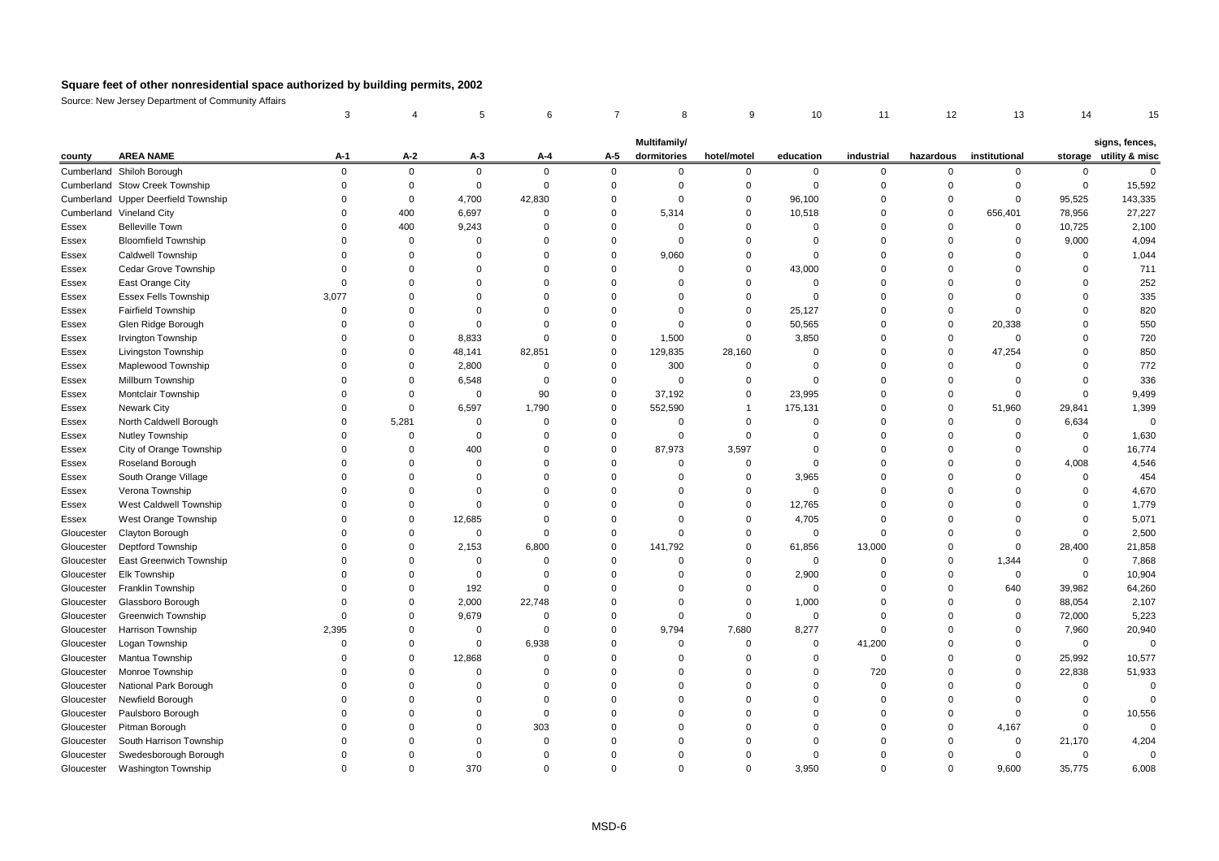# Square feet of other nonresidential space authorized by building permits, 2002

Source: New Jersey Department of Community Affairs

| | | 3 | 4 | 5 | 6 | 7 | 8 | 9 | 10 | 11 | 12 | 13 | 14 | 15 |
|---|---|---|---|---|---|---|---|---|---|---|---|---|---|---|
| county | AREA NAME | A-1 | A-2 | A-3 | A-4 | A-5 | Multifamily/ dormitories | hotel/motel | education | industrial | hazardous | institutional | storage | signs, fences, utility & misc |
| Cumberland | Shiloh Borough | 0 | 0 | 0 | 0 | 0 | 0 | 0 | 0 | 0 | 0 | 0 | 0 | 0 |
| Cumberland | Stow Creek Township | 0 | 0 | 0 | 0 | 0 | 0 | 0 | 0 | 0 | 0 | 0 | 0 | 15,592 |
| Cumberland | Upper Deerfield Township | 0 | 0 | 4,700 | 42,830 | 0 | 0 | 0 | 96,100 | 0 | 0 | 0 | 95,525 | 143,335 |
| Cumberland | Vineland City | 0 | 400 | 6,697 | 0 | 0 | 5,314 | 0 | 10,518 | 0 | 0 | 656,401 | 78,956 | 27,227 |
| Essex | Belleville Town | 0 | 400 | 9,243 | 0 | 0 | 0 | 0 | 0 | 0 | 0 | 0 | 10,725 | 2,100 |
| Essex | Bloomfield Township | 0 | 0 | 0 | 0 | 0 | 0 | 0 | 0 | 0 | 0 | 0 | 9,000 | 4,094 |
| Essex | Caldwell Township | 0 | 0 | 0 | 0 | 0 | 9,060 | 0 | 0 | 0 | 0 | 0 | 0 | 1,044 |
| Essex | Cedar Grove Township | 0 | 0 | 0 | 0 | 0 | 0 | 0 | 43,000 | 0 | 0 | 0 | 0 | 711 |
| Essex | East Orange City | 0 | 0 | 0 | 0 | 0 | 0 | 0 | 0 | 0 | 0 | 0 | 0 | 252 |
| Essex | Essex Fells Township | 3,077 | 0 | 0 | 0 | 0 | 0 | 0 | 0 | 0 | 0 | 0 | 0 | 335 |
| Essex | Fairfield Township | 0 | 0 | 0 | 0 | 0 | 0 | 0 | 25,127 | 0 | 0 | 0 | 0 | 820 |
| Essex | Glen Ridge Borough | 0 | 0 | 0 | 0 | 0 | 0 | 0 | 50,565 | 0 | 0 | 20,338 | 0 | 550 |
| Essex | Irvington Township | 0 | 0 | 8,833 | 0 | 0 | 1,500 | 0 | 3,850 | 0 | 0 | 0 | 0 | 720 |
| Essex | Livingston Township | 0 | 0 | 48,141 | 82,851 | 0 | 129,835 | 28,160 | 0 | 0 | 0 | 47,254 | 0 | 850 |
| Essex | Maplewood Township | 0 | 0 | 2,800 | 0 | 0 | 300 | 0 | 0 | 0 | 0 | 0 | 0 | 772 |
| Essex | Millburn Township | 0 | 0 | 6,548 | 0 | 0 | 0 | 0 | 0 | 0 | 0 | 0 | 0 | 336 |
| Essex | Montclair Township | 0 | 0 | 0 | 90 | 0 | 37,192 | 0 | 23,995 | 0 | 0 | 0 | 0 | 9,499 |
| Essex | Newark City | 0 | 0 | 6,597 | 1,790 | 0 | 552,590 | 1 | 175,131 | 0 | 0 | 51,960 | 29,841 | 1,399 |
| Essex | North Caldwell Borough | 0 | 5,281 | 0 | 0 | 0 | 0 | 0 | 0 | 0 | 0 | 0 | 6,634 | 0 |
| Essex | Nutley Township | 0 | 0 | 0 | 0 | 0 | 0 | 0 | 0 | 0 | 0 | 0 | 0 | 1,630 |
| Essex | City of Orange Township | 0 | 0 | 400 | 0 | 0 | 87,973 | 3,597 | 0 | 0 | 0 | 0 | 0 | 16,774 |
| Essex | Roseland Borough | 0 | 0 | 0 | 0 | 0 | 0 | 0 | 0 | 0 | 0 | 0 | 4,008 | 4,546 |
| Essex | South Orange Village | 0 | 0 | 0 | 0 | 0 | 0 | 0 | 3,965 | 0 | 0 | 0 | 0 | 454 |
| Essex | Verona Township | 0 | 0 | 0 | 0 | 0 | 0 | 0 | 0 | 0 | 0 | 0 | 0 | 4,670 |
| Essex | West Caldwell Township | 0 | 0 | 0 | 0 | 0 | 0 | 0 | 12,765 | 0 | 0 | 0 | 0 | 1,779 |
| Essex | West Orange Township | 0 | 0 | 12,685 | 0 | 0 | 0 | 0 | 4,705 | 0 | 0 | 0 | 0 | 5,071 |
| Gloucester | Clayton Borough | 0 | 0 | 0 | 0 | 0 | 0 | 0 | 0 | 0 | 0 | 0 | 0 | 2,500 |
| Gloucester | Deptford Township | 0 | 0 | 2,153 | 6,800 | 0 | 141,792 | 0 | 61,856 | 13,000 | 0 | 0 | 28,400 | 21,858 |
| Gloucester | East Greenwich Township | 0 | 0 | 0 | 0 | 0 | 0 | 0 | 0 | 0 | 0 | 1,344 | 0 | 7,868 |
| Gloucester | Elk Township | 0 | 0 | 0 | 0 | 0 | 0 | 0 | 2,900 | 0 | 0 | 0 | 0 | 10,904 |
| Gloucester | Franklin Township | 0 | 0 | 192 | 0 | 0 | 0 | 0 | 0 | 0 | 0 | 640 | 39,982 | 64,260 |
| Gloucester | Glassboro Borough | 0 | 0 | 2,000 | 22,748 | 0 | 0 | 0 | 1,000 | 0 | 0 | 0 | 88,054 | 2,107 |
| Gloucester | Greenwich Township | 0 | 0 | 9,679 | 0 | 0 | 0 | 0 | 0 | 0 | 0 | 0 | 72,000 | 5,223 |
| Gloucester | Harrison Township | 2,395 | 0 | 0 | 0 | 0 | 9,794 | 7,680 | 8,277 | 0 | 0 | 0 | 7,960 | 20,940 |
| Gloucester | Logan Township | 0 | 0 | 0 | 6,938 | 0 | 0 | 0 | 0 | 41,200 | 0 | 0 | 0 | 0 |
| Gloucester | Mantua Township | 0 | 0 | 12,868 | 0 | 0 | 0 | 0 | 0 | 0 | 0 | 0 | 25,992 | 10,577 |
| Gloucester | Monroe Township | 0 | 0 | 0 | 0 | 0 | 0 | 0 | 0 | 720 | 0 | 0 | 22,838 | 51,933 |
| Gloucester | National Park Borough | 0 | 0 | 0 | 0 | 0 | 0 | 0 | 0 | 0 | 0 | 0 | 0 | 0 |
| Gloucester | Newfield Borough | 0 | 0 | 0 | 0 | 0 | 0 | 0 | 0 | 0 | 0 | 0 | 0 | 0 |
| Gloucester | Paulsboro Borough | 0 | 0 | 0 | 0 | 0 | 0 | 0 | 0 | 0 | 0 | 0 | 0 | 10,556 |
| Gloucester | Pitman Borough | 0 | 0 | 0 | 303 | 0 | 0 | 0 | 0 | 0 | 0 | 4,167 | 0 | 0 |
| Gloucester | South Harrison Township | 0 | 0 | 0 | 0 | 0 | 0 | 0 | 0 | 0 | 0 | 0 | 21,170 | 4,204 |
| Gloucester | Swedesborough Borough | 0 | 0 | 0 | 0 | 0 | 0 | 0 | 0 | 0 | 0 | 0 | 0 | 0 |
| Gloucester | Washington Township | 0 | 0 | 370 | 0 | 0 | 0 | 0 | 3,950 | 0 | 0 | 9,600 | 35,775 | 6,008 |

MSD-6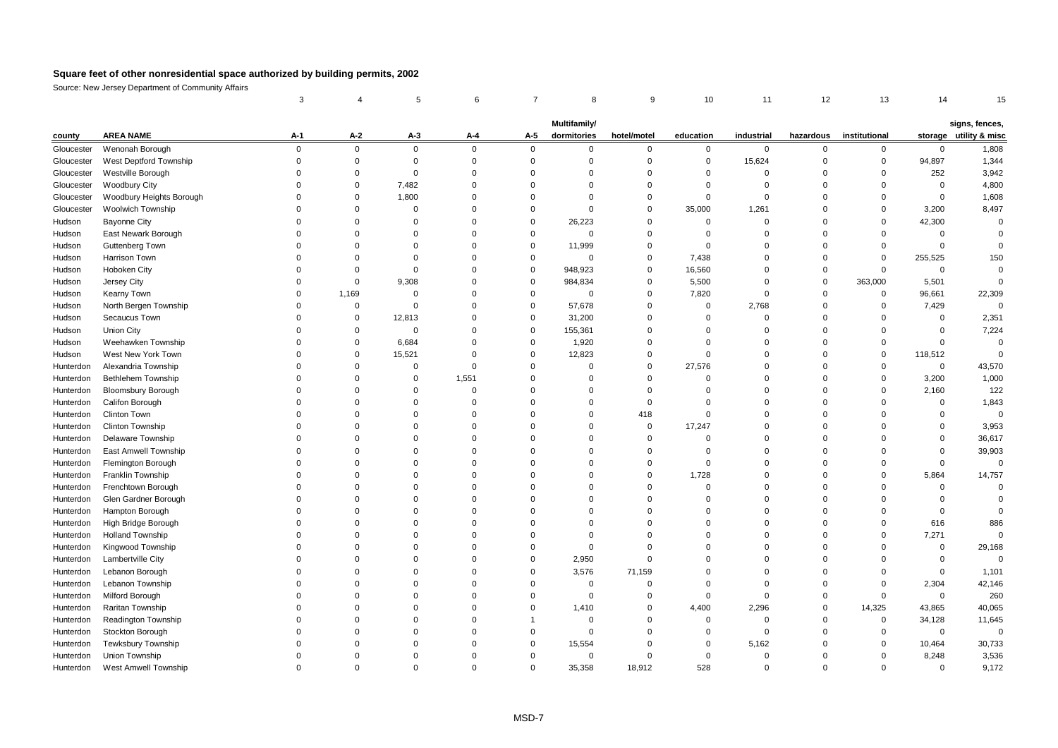# Square feet of other nonresidential space authorized by building permits, 2002

Source: New Jersey Department of Community Affairs

| | | 3 | 4 | 5 | 6 | 7 | 8 | 9 | 10 | 11 | 12 | 13 | 14 | 15 |
|---|---|---|---|---|---|---|---|---|---|---|---|---|---|---|
| county | AREA NAME | A-1 | A-2 | A-3 | A-4 | A-5 | Multifamily/ dormitories | hotel/motel | education | industrial | hazardous | institutional | storage | signs, fences, utility & misc |
| Gloucester | Wenonah Borough | 0 | 0 | 0 | 0 | 0 | 0 | 0 | 0 | 0 | 0 | 0 | 0 | 1,808 |
| Gloucester | West Deptford Township | 0 | 0 | 0 | 0 | 0 | 0 | 0 | 0 | 15,624 | 0 | 0 | 94,897 | 1,344 |
| Gloucester | Westville Borough | 0 | 0 | 0 | 0 | 0 | 0 | 0 | 0 | 0 | 0 | 0 | 252 | 3,942 |
| Gloucester | Woodbury City | 0 | 0 | 7,482 | 0 | 0 | 0 | 0 | 0 | 0 | 0 | 0 | 0 | 4,800 |
| Gloucester | Woodbury Heights Borough | 0 | 0 | 1,800 | 0 | 0 | 0 | 0 | 0 | 0 | 0 | 0 | 0 | 1,608 |
| Gloucester | Woolwich Township | 0 | 0 | 0 | 0 | 0 | 0 | 0 | 35,000 | 1,261 | 0 | 0 | 3,200 | 8,497 |
| Hudson | Bayonne City | 0 | 0 | 0 | 0 | 0 | 26,223 | 0 | 0 | 0 | 0 | 0 | 42,300 | 0 |
| Hudson | East Newark Borough | 0 | 0 | 0 | 0 | 0 | 0 | 0 | 0 | 0 | 0 | 0 | 0 | 0 |
| Hudson | Guttenberg Town | 0 | 0 | 0 | 0 | 0 | 11,999 | 0 | 0 | 0 | 0 | 0 | 0 | 0 |
| Hudson | Harrison Town | 0 | 0 | 0 | 0 | 0 | 0 | 0 | 7,438 | 0 | 0 | 0 | 255,525 | 150 |
| Hudson | Hoboken City | 0 | 0 | 0 | 0 | 0 | 948,923 | 0 | 16,560 | 0 | 0 | 0 | 0 | 0 |
| Hudson | Jersey City | 0 | 0 | 9,308 | 0 | 0 | 984,834 | 0 | 5,500 | 0 | 0 | 363,000 | 5,501 | 0 |
| Hudson | Kearny Town | 0 | 1,169 | 0 | 0 | 0 | 0 | 0 | 7,820 | 0 | 0 | 0 | 96,661 | 22,309 |
| Hudson | North Bergen Township | 0 | 0 | 0 | 0 | 0 | 57,678 | 0 | 0 | 2,768 | 0 | 0 | 7,429 | 0 |
| Hudson | Secaucus Town | 0 | 0 | 12,813 | 0 | 0 | 31,200 | 0 | 0 | 0 | 0 | 0 | 0 | 2,351 |
| Hudson | Union City | 0 | 0 | 0 | 0 | 0 | 155,361 | 0 | 0 | 0 | 0 | 0 | 0 | 7,224 |
| Hudson | Weehawken Township | 0 | 0 | 6,684 | 0 | 0 | 1,920 | 0 | 0 | 0 | 0 | 0 | 0 | 0 |
| Hudson | West New York Town | 0 | 0 | 15,521 | 0 | 0 | 12,823 | 0 | 0 | 0 | 0 | 0 | 118,512 | 0 |
| Hunterdon | Alexandria Township | 0 | 0 | 0 | 0 | 0 | 0 | 0 | 27,576 | 0 | 0 | 0 | 0 | 43,570 |
| Hunterdon | Bethlehem Township | 0 | 0 | 0 | 1,551 | 0 | 0 | 0 | 0 | 0 | 0 | 0 | 3,200 | 1,000 |
| Hunterdon | Bloomsbury Borough | 0 | 0 | 0 | 0 | 0 | 0 | 0 | 0 | 0 | 0 | 0 | 2,160 | 122 |
| Hunterdon | Califon Borough | 0 | 0 | 0 | 0 | 0 | 0 | 0 | 0 | 0 | 0 | 0 | 0 | 1,843 |
| Hunterdon | Clinton Town | 0 | 0 | 0 | 0 | 0 | 0 | 418 | 0 | 0 | 0 | 0 | 0 | 0 |
| Hunterdon | Clinton Township | 0 | 0 | 0 | 0 | 0 | 0 | 0 | 17,247 | 0 | 0 | 0 | 0 | 3,953 |
| Hunterdon | Delaware Township | 0 | 0 | 0 | 0 | 0 | 0 | 0 | 0 | 0 | 0 | 0 | 0 | 36,617 |
| Hunterdon | East Amwell Township | 0 | 0 | 0 | 0 | 0 | 0 | 0 | 0 | 0 | 0 | 0 | 0 | 39,903 |
| Hunterdon | Flemington Borough | 0 | 0 | 0 | 0 | 0 | 0 | 0 | 0 | 0 | 0 | 0 | 0 | 0 |
| Hunterdon | Franklin Township | 0 | 0 | 0 | 0 | 0 | 0 | 0 | 1,728 | 0 | 0 | 0 | 5,864 | 14,757 |
| Hunterdon | Frenchtown Borough | 0 | 0 | 0 | 0 | 0 | 0 | 0 | 0 | 0 | 0 | 0 | 0 | 0 |
| Hunterdon | Glen Gardner Borough | 0 | 0 | 0 | 0 | 0 | 0 | 0 | 0 | 0 | 0 | 0 | 0 | 0 |
| Hunterdon | Hampton Borough | 0 | 0 | 0 | 0 | 0 | 0 | 0 | 0 | 0 | 0 | 0 | 0 | 0 |
| Hunterdon | High Bridge Borough | 0 | 0 | 0 | 0 | 0 | 0 | 0 | 0 | 0 | 0 | 0 | 616 | 886 |
| Hunterdon | Holland Township | 0 | 0 | 0 | 0 | 0 | 0 | 0 | 0 | 0 | 0 | 0 | 7,271 | 0 |
| Hunterdon | Kingwood Township | 0 | 0 | 0 | 0 | 0 | 0 | 0 | 0 | 0 | 0 | 0 | 0 | 29,168 |
| Hunterdon | Lambertville City | 0 | 0 | 0 | 0 | 0 | 2,950 | 0 | 0 | 0 | 0 | 0 | 0 | 0 |
| Hunterdon | Lebanon Borough | 0 | 0 | 0 | 0 | 0 | 3,576 | 71,159 | 0 | 0 | 0 | 0 | 0 | 1,101 |
| Hunterdon | Lebanon Township | 0 | 0 | 0 | 0 | 0 | 0 | 0 | 0 | 0 | 0 | 0 | 2,304 | 42,146 |
| Hunterdon | Milford Borough | 0 | 0 | 0 | 0 | 0 | 0 | 0 | 0 | 0 | 0 | 0 | 0 | 260 |
| Hunterdon | Raritan Township | 0 | 0 | 0 | 0 | 0 | 1,410 | 0 | 4,400 | 2,296 | 0 | 14,325 | 43,865 | 40,065 |
| Hunterdon | Readington Township | 0 | 0 | 0 | 0 | 1 | 0 | 0 | 0 | 0 | 0 | 0 | 34,128 | 11,645 |
| Hunterdon | Stockton Borough | 0 | 0 | 0 | 0 | 0 | 0 | 0 | 0 | 0 | 0 | 0 | 0 | 0 |
| Hunterdon | Tewksbury Township | 0 | 0 | 0 | 0 | 0 | 15,554 | 0 | 0 | 5,162 | 0 | 0 | 10,464 | 30,733 |
| Hunterdon | Union Township | 0 | 0 | 0 | 0 | 0 | 0 | 0 | 0 | 0 | 0 | 0 | 8,248 | 3,536 |
| Hunterdon | West Amwell Township | 0 | 0 | 0 | 0 | 0 | 35,358 | 18,912 | 528 | 0 | 0 | 0 | 0 | 9,172 |

MSD-7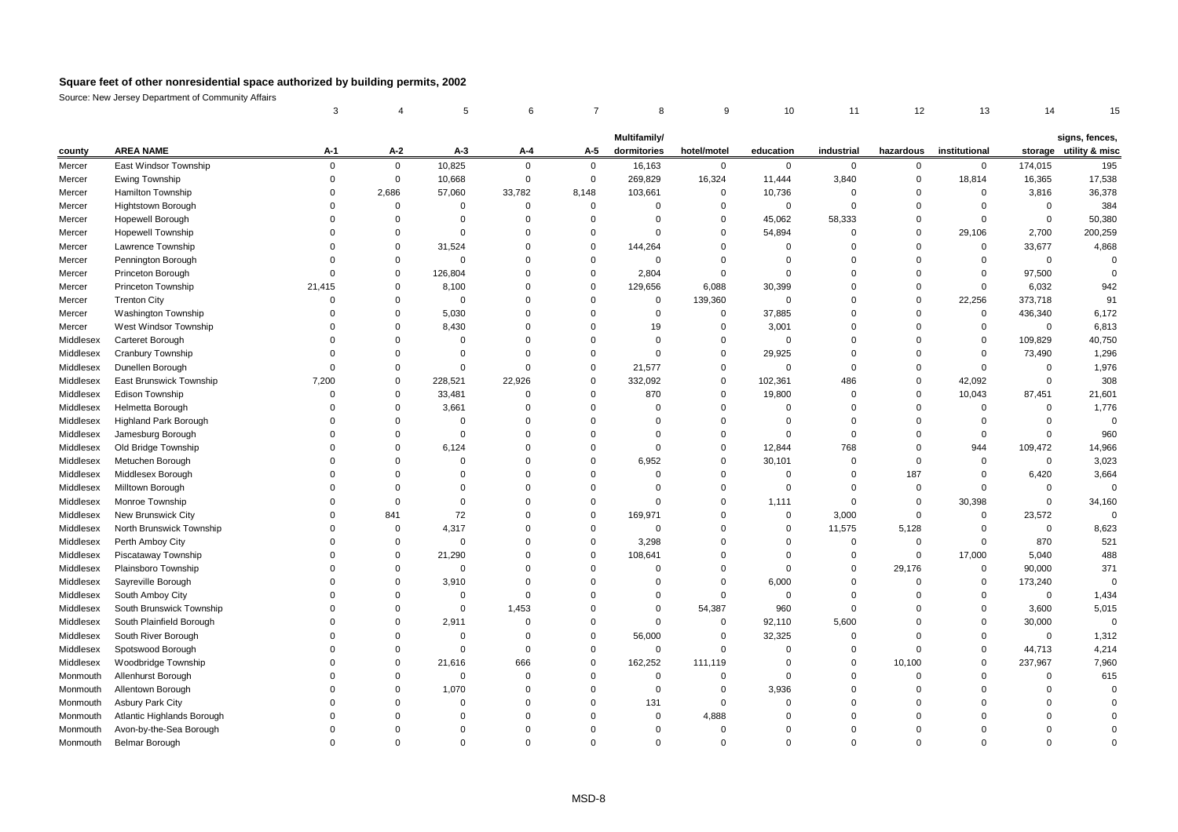## Square feet of other nonresidential space authorized by building permits, 2002

Source: New Jersey Department of Community Affairs

| | | 3 | 4 | 5 | 6 | 7 | 8 | 9 | 10 | 11 | 12 | 13 | 14 | 15 |
|---|---|---|---|---|---|---|---|---|---|---|---|---|---|---|
| county | AREA NAME | A-1 | A-2 | A-3 | A-4 | A-5 | Multifamily/ dormitories | hotel/motel | education | industrial | hazardous | institutional | storage | signs, fences, utility & misc |
| Mercer | East Windsor Township | 0 | 0 | 10,825 | 0 | 0 | 16,163 | 0 | 0 | 0 | 0 | 0 | 174,015 | 195 |
| Mercer | Ewing Township | 0 | 0 | 10,668 | 0 | 0 | 269,829 | 16,324 | 11,444 | 3,840 | 0 | 18,814 | 16,365 | 17,538 |
| Mercer | Hamilton Township | 0 | 2,686 | 57,060 | 33,782 | 8,148 | 103,661 | 0 | 10,736 | 0 | 0 | 0 | 3,816 | 36,378 |
| Mercer | Hightstown Borough | 0 | 0 | 0 | 0 | 0 | 0 | 0 | 0 | 0 | 0 | 0 | 0 | 384 |
| Mercer | Hopewell Borough | 0 | 0 | 0 | 0 | 0 | 0 | 0 | 45,062 | 58,333 | 0 | 0 | 0 | 50,380 |
| Mercer | Hopewell Township | 0 | 0 | 0 | 0 | 0 | 0 | 0 | 54,894 | 0 | 0 | 29,106 | 2,700 | 200,259 |
| Mercer | Lawrence Township | 0 | 0 | 31,524 | 0 | 0 | 144,264 | 0 | 0 | 0 | 0 | 0 | 33,677 | 4,868 |
| Mercer | Pennington Borough | 0 | 0 | 0 | 0 | 0 | 0 | 0 | 0 | 0 | 0 | 0 | 0 | 0 |
| Mercer | Princeton Borough | 0 | 0 | 126,804 | 0 | 0 | 2,804 | 0 | 0 | 0 | 0 | 0 | 97,500 | 0 |
| Mercer | Princeton Township | 21,415 | 0 | 8,100 | 0 | 0 | 129,656 | 6,088 | 30,399 | 0 | 0 | 0 | 6,032 | 942 |
| Mercer | Trenton City | 0 | 0 | 0 | 0 | 0 | 0 | 139,360 | 0 | 0 | 0 | 22,256 | 373,718 | 91 |
| Mercer | Washington Township | 0 | 0 | 5,030 | 0 | 0 | 0 | 0 | 37,885 | 0 | 0 | 0 | 436,340 | 6,172 |
| Mercer | West Windsor Township | 0 | 0 | 8,430 | 0 | 0 | 19 | 0 | 3,001 | 0 | 0 | 0 | 0 | 6,813 |
| Middlesex | Carteret Borough | 0 | 0 | 0 | 0 | 0 | 0 | 0 | 0 | 0 | 0 | 0 | 109,829 | 40,750 |
| Middlesex | Cranbury Township | 0 | 0 | 0 | 0 | 0 | 0 | 0 | 29,925 | 0 | 0 | 0 | 73,490 | 1,296 |
| Middlesex | Dunellen Borough | 0 | 0 | 0 | 0 | 0 | 21,577 | 0 | 0 | 0 | 0 | 0 | 0 | 1,976 |
| Middlesex | East Brunswick Township | 7,200 | 0 | 228,521 | 22,926 | 0 | 332,092 | 0 | 102,361 | 486 | 0 | 42,092 | 0 | 308 |
| Middlesex | Edison Township | 0 | 0 | 33,481 | 0 | 0 | 870 | 0 | 19,800 | 0 | 0 | 10,043 | 87,451 | 21,601 |
| Middlesex | Helmetta Borough | 0 | 0 | 3,661 | 0 | 0 | 0 | 0 | 0 | 0 | 0 | 0 | 0 | 1,776 |
| Middlesex | Highland Park Borough | 0 | 0 | 0 | 0 | 0 | 0 | 0 | 0 | 0 | 0 | 0 | 0 | 0 |
| Middlesex | Jamesburg Borough | 0 | 0 | 0 | 0 | 0 | 0 | 0 | 0 | 0 | 0 | 0 | 0 | 960 |
| Middlesex | Old Bridge Township | 0 | 0 | 6,124 | 0 | 0 | 0 | 0 | 12,844 | 768 | 0 | 944 | 109,472 | 14,966 |
| Middlesex | Metuchen Borough | 0 | 0 | 0 | 0 | 0 | 6,952 | 0 | 30,101 | 0 | 0 | 0 | 0 | 3,023 |
| Middlesex | Middlesex Borough | 0 | 0 | 0 | 0 | 0 | 0 | 0 | 0 | 0 | 187 | 0 | 6,420 | 3,664 |
| Middlesex | Milltown Borough | 0 | 0 | 0 | 0 | 0 | 0 | 0 | 0 | 0 | 0 | 0 | 0 | 0 |
| Middlesex | Monroe Township | 0 | 0 | 0 | 0 | 0 | 0 | 0 | 1,111 | 0 | 0 | 30,398 | 0 | 34,160 |
| Middlesex | New Brunswick City | 0 | 841 | 72 | 0 | 0 | 169,971 | 0 | 0 | 3,000 | 0 | 0 | 23,572 | 0 |
| Middlesex | North Brunswick Township | 0 | 0 | 4,317 | 0 | 0 | 0 | 0 | 0 | 11,575 | 5,128 | 0 | 0 | 8,623 |
| Middlesex | Perth Amboy City | 0 | 0 | 0 | 0 | 0 | 3,298 | 0 | 0 | 0 | 0 | 0 | 870 | 521 |
| Middlesex | Piscataway Township | 0 | 0 | 21,290 | 0 | 0 | 108,641 | 0 | 0 | 0 | 0 | 17,000 | 5,040 | 488 |
| Middlesex | Plainsboro Township | 0 | 0 | 0 | 0 | 0 | 0 | 0 | 0 | 0 | 29,176 | 0 | 90,000 | 371 |
| Middlesex | Sayreville Borough | 0 | 0 | 3,910 | 0 | 0 | 0 | 0 | 6,000 | 0 | 0 | 0 | 173,240 | 0 |
| Middlesex | South Amboy City | 0 | 0 | 0 | 0 | 0 | 0 | 0 | 0 | 0 | 0 | 0 | 0 | 1,434 |
| Middlesex | South Brunswick Township | 0 | 0 | 0 | 1,453 | 0 | 0 | 54,387 | 960 | 0 | 0 | 0 | 3,600 | 5,015 |
| Middlesex | South Plainfield Borough | 0 | 0 | 2,911 | 0 | 0 | 0 | 0 | 92,110 | 5,600 | 0 | 0 | 30,000 | 0 |
| Middlesex | South River Borough | 0 | 0 | 0 | 0 | 0 | 56,000 | 0 | 32,325 | 0 | 0 | 0 | 0 | 1,312 |
| Middlesex | Spotswood Borough | 0 | 0 | 0 | 0 | 0 | 0 | 0 | 0 | 0 | 0 | 0 | 44,713 | 4,214 |
| Middlesex | Woodbridge Township | 0 | 0 | 21,616 | 666 | 0 | 162,252 | 111,119 | 0 | 0 | 10,100 | 0 | 237,967 | 7,960 |
| Monmouth | Allenhurst Borough | 0 | 0 | 0 | 0 | 0 | 0 | 0 | 0 | 0 | 0 | 0 | 0 | 615 |
| Monmouth | Allentown Borough | 0 | 0 | 1,070 | 0 | 0 | 0 | 0 | 3,936 | 0 | 0 | 0 | 0 | 0 |
| Monmouth | Asbury Park City | 0 | 0 | 0 | 0 | 0 | 131 | 0 | 0 | 0 | 0 | 0 | 0 | 0 |
| Monmouth | Atlantic Highlands Borough | 0 | 0 | 0 | 0 | 0 | 0 | 4,888 | 0 | 0 | 0 | 0 | 0 | 0 |
| Monmouth | Avon-by-the-Sea Borough | 0 | 0 | 0 | 0 | 0 | 0 | 0 | 0 | 0 | 0 | 0 | 0 | 0 |
| Monmouth | Belmar Borough | 0 | 0 | 0 | 0 | 0 | 0 | 0 | 0 | 0 | 0 | 0 | 0 | 0 |

MSD-8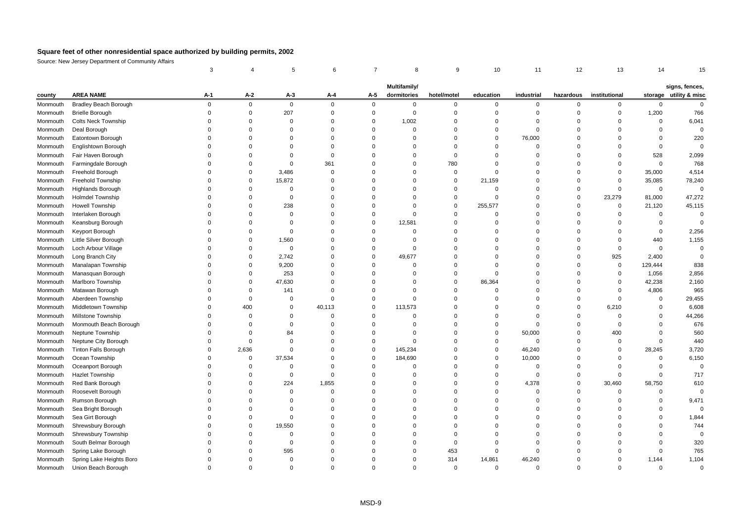# Square feet of other nonresidential space authorized by building permits, 2002

Source: New Jersey Department of Community Affairs

| | | 3 | 4 | 5 | 6 | 7 | 8 | 9 | 10 | 11 | 12 | 13 | 14 | 15 |
|---|---|---|---|---|---|---|---|---|---|---|---|---|---|---|
| county | AREA NAME | A-1 | A-2 | A-3 | A-4 | A-5 | Multifamily/ dormitories | hotel/motel | education | industrial | hazardous | institutional | storage | signs, fences, utility & misc |
| Monmouth | Bradley Beach Borough | 0 | 0 | 0 | 0 | 0 | 0 | 0 | 0 | 0 | 0 | 0 | 0 | 0 |
| Monmouth | Brielle Borough | 0 | 0 | 207 | 0 | 0 | 0 | 0 | 0 | 0 | 0 | 0 | 1,200 | 766 |
| Monmouth | Colts Neck Township | 0 | 0 | 0 | 0 | 0 | 1,002 | 0 | 0 | 0 | 0 | 0 | 0 | 6,041 |
| Monmouth | Deal Borough | 0 | 0 | 0 | 0 | 0 | 0 | 0 | 0 | 0 | 0 | 0 | 0 | 0 |
| Monmouth | Eatontown Borough | 0 | 0 | 0 | 0 | 0 | 0 | 0 | 0 | 76,000 | 0 | 0 | 0 | 220 |
| Monmouth | Englishtown Borough | 0 | 0 | 0 | 0 | 0 | 0 | 0 | 0 | 0 | 0 | 0 | 0 | 0 |
| Monmouth | Fair Haven Borough | 0 | 0 | 0 | 0 | 0 | 0 | 0 | 0 | 0 | 0 | 0 | 528 | 2,099 |
| Monmouth | Farmingdale Borough | 0 | 0 | 0 | 361 | 0 | 0 | 780 | 0 | 0 | 0 | 0 | 0 | 768 |
| Monmouth | Freehold Borough | 0 | 0 | 3,486 | 0 | 0 | 0 | 0 | 0 | 0 | 0 | 0 | 35,000 | 4,514 |
| Monmouth | Freehold Township | 0 | 0 | 15,872 | 0 | 0 | 0 | 0 | 21,159 | 0 | 0 | 0 | 35,085 | 78,240 |
| Monmouth | Highlands Borough | 0 | 0 | 0 | 0 | 0 | 0 | 0 | 0 | 0 | 0 | 0 | 0 | 0 |
| Monmouth | Holmdel Township | 0 | 0 | 0 | 0 | 0 | 0 | 0 | 0 | 0 | 0 | 23,279 | 81,000 | 47,272 |
| Monmouth | Howell Township | 0 | 0 | 238 | 0 | 0 | 0 | 0 | 255,577 | 0 | 0 | 0 | 21,120 | 45,115 |
| Monmouth | Interlaken Borough | 0 | 0 | 0 | 0 | 0 | 0 | 0 | 0 | 0 | 0 | 0 | 0 | 0 |
| Monmouth | Keansburg Borough | 0 | 0 | 0 | 0 | 0 | 12,581 | 0 | 0 | 0 | 0 | 0 | 0 | 0 |
| Monmouth | Keyport Borough | 0 | 0 | 0 | 0 | 0 | 0 | 0 | 0 | 0 | 0 | 0 | 0 | 2,256 |
| Monmouth | Little Silver Borough | 0 | 0 | 1,560 | 0 | 0 | 0 | 0 | 0 | 0 | 0 | 0 | 440 | 1,155 |
| Monmouth | Loch Arbour Village | 0 | 0 | 0 | 0 | 0 | 0 | 0 | 0 | 0 | 0 | 0 | 0 | 0 |
| Monmouth | Long Branch City | 0 | 0 | 2,742 | 0 | 0 | 49,677 | 0 | 0 | 0 | 0 | 925 | 2,400 | 0 |
| Monmouth | Manalapan Township | 0 | 0 | 9,200 | 0 | 0 | 0 | 0 | 0 | 0 | 0 | 0 | 129,444 | 838 |
| Monmouth | Manasquan Borough | 0 | 0 | 253 | 0 | 0 | 0 | 0 | 0 | 0 | 0 | 0 | 1,056 | 2,856 |
| Monmouth | Marlboro Township | 0 | 0 | 47,630 | 0 | 0 | 0 | 0 | 86,364 | 0 | 0 | 0 | 42,238 | 2,160 |
| Monmouth | Matawan Borough | 0 | 0 | 141 | 0 | 0 | 0 | 0 | 0 | 0 | 0 | 0 | 4,806 | 965 |
| Monmouth | Aberdeen Township | 0 | 0 | 0 | 0 | 0 | 0 | 0 | 0 | 0 | 0 | 0 | 0 | 29,455 |
| Monmouth | Middletown Township | 0 | 400 | 0 | 40,113 | 0 | 113,573 | 0 | 0 | 0 | 0 | 6,210 | 0 | 6,608 |
| Monmouth | Millstone Township | 0 | 0 | 0 | 0 | 0 | 0 | 0 | 0 | 0 | 0 | 0 | 0 | 44,266 |
| Monmouth | Monmouth Beach Borough | 0 | 0 | 0 | 0 | 0 | 0 | 0 | 0 | 0 | 0 | 0 | 0 | 676 |
| Monmouth | Neptune Township | 0 | 0 | 84 | 0 | 0 | 0 | 0 | 0 | 50,000 | 0 | 400 | 0 | 560 |
| Monmouth | Neptune City Borough | 0 | 0 | 0 | 0 | 0 | 0 | 0 | 0 | 0 | 0 | 0 | 0 | 440 |
| Monmouth | Tinton Falls Borough | 0 | 2,636 | 0 | 0 | 0 | 145,234 | 0 | 0 | 46,240 | 0 | 0 | 28,245 | 3,720 |
| Monmouth | Ocean Township | 0 | 0 | 37,534 | 0 | 0 | 184,690 | 0 | 0 | 10,000 | 0 | 0 | 0 | 6,150 |
| Monmouth | Oceanport Borough | 0 | 0 | 0 | 0 | 0 | 0 | 0 | 0 | 0 | 0 | 0 | 0 | 0 |
| Monmouth | Hazlet Township | 0 | 0 | 0 | 0 | 0 | 0 | 0 | 0 | 0 | 0 | 0 | 0 | 717 |
| Monmouth | Red Bank Borough | 0 | 0 | 224 | 1,855 | 0 | 0 | 0 | 0 | 4,378 | 0 | 30,460 | 58,750 | 610 |
| Monmouth | Roosevelt Borough | 0 | 0 | 0 | 0 | 0 | 0 | 0 | 0 | 0 | 0 | 0 | 0 | 0 |
| Monmouth | Rumson Borough | 0 | 0 | 0 | 0 | 0 | 0 | 0 | 0 | 0 | 0 | 0 | 0 | 9,471 |
| Monmouth | Sea Bright Borough | 0 | 0 | 0 | 0 | 0 | 0 | 0 | 0 | 0 | 0 | 0 | 0 | 0 |
| Monmouth | Sea Girt Borough | 0 | 0 | 0 | 0 | 0 | 0 | 0 | 0 | 0 | 0 | 0 | 0 | 1,844 |
| Monmouth | Shrewsbury Borough | 0 | 0 | 19,550 | 0 | 0 | 0 | 0 | 0 | 0 | 0 | 0 | 0 | 744 |
| Monmouth | Shrewsbury Township | 0 | 0 | 0 | 0 | 0 | 0 | 0 | 0 | 0 | 0 | 0 | 0 | 0 |
| Monmouth | South Belmar Borough | 0 | 0 | 0 | 0 | 0 | 0 | 0 | 0 | 0 | 0 | 0 | 0 | 320 |
| Monmouth | Spring Lake Borough | 0 | 0 | 595 | 0 | 0 | 0 | 453 | 0 | 0 | 0 | 0 | 0 | 765 |
| Monmouth | Spring Lake Heights Boro | 0 | 0 | 0 | 0 | 0 | 0 | 314 | 14,861 | 46,240 | 0 | 0 | 1,144 | 1,104 |
| Monmouth | Union Beach Borough | 0 | 0 | 0 | 0 | 0 | 0 | 0 | 0 | 0 | 0 | 0 | 0 | 0 |

MSD-9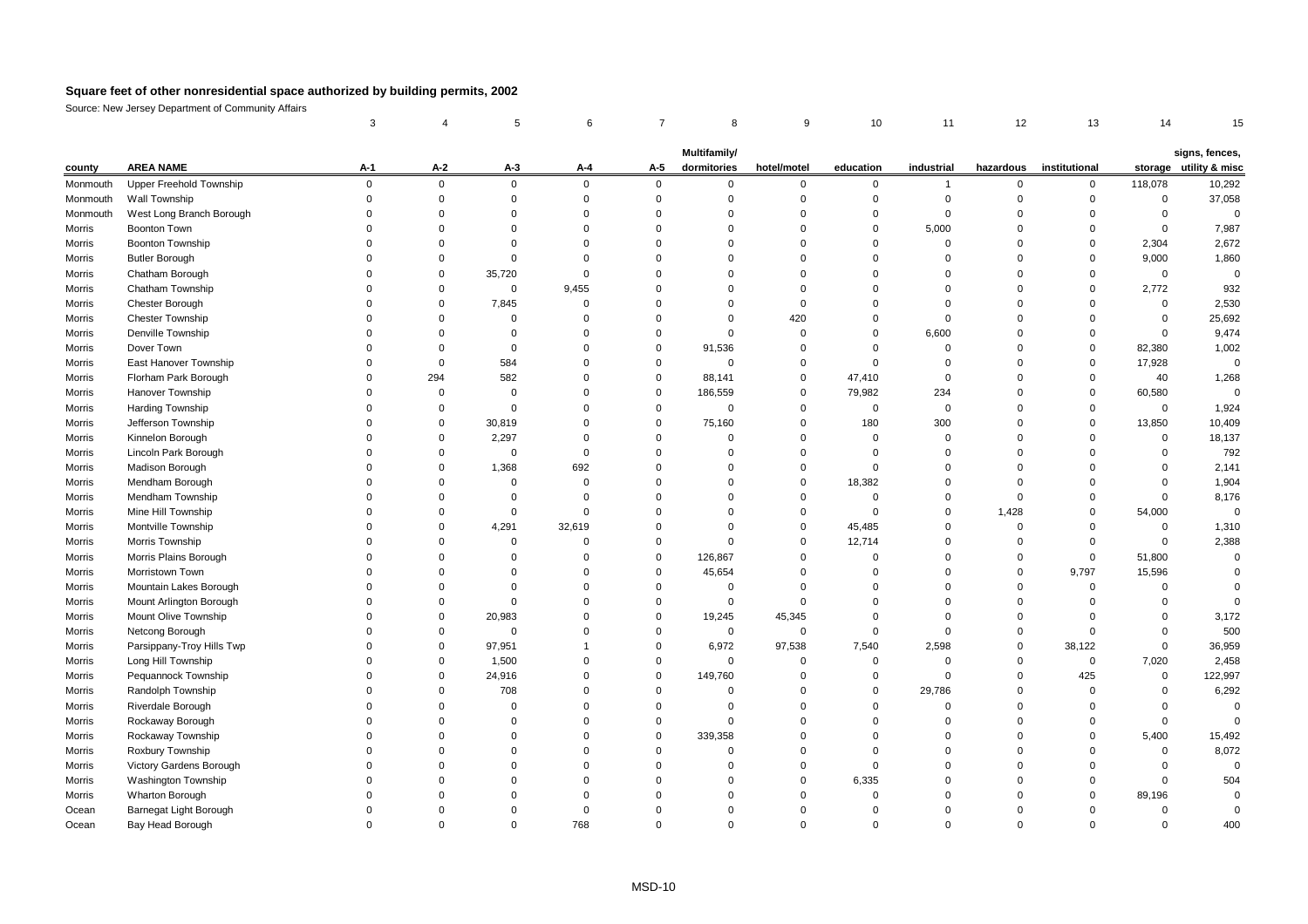## Square feet of other nonresidential space authorized by building permits, 2002

Source: New Jersey Department of Community Affairs

| | | 3 | 4 | 5 | 6 | 7 | 8 | 9 | 10 | 11 | 12 | 13 | 14 | 15 |
|---|---|---|---|---|---|---|---|---|---|---|---|---|---|---|
| county | AREA NAME | A-1 | A-2 | A-3 | A-4 | A-5 | Multifamily/ dormitories | hotel/motel | education | industrial | hazardous | institutional | storage | signs, fences, utility & misc |
| Monmouth | Upper Freehold Township | 0 | 0 | 0 | 0 | 0 | 0 | 0 | 0 | 1 | 0 | 0 | 118,078 | 10,292 |
| Monmouth | Wall Township | 0 | 0 | 0 | 0 | 0 | 0 | 0 | 0 | 0 | 0 | 0 | 0 | 37,058 |
| Monmouth | West Long Branch Borough | 0 | 0 | 0 | 0 | 0 | 0 | 0 | 0 | 0 | 0 | 0 | 0 | 0 |
| Morris | Boonton Town | 0 | 0 | 0 | 0 | 0 | 0 | 0 | 0 | 5,000 | 0 | 0 | 0 | 7,987 |
| Morris | Boonton Township | 0 | 0 | 0 | 0 | 0 | 0 | 0 | 0 | 0 | 0 | 0 | 2,304 | 2,672 |
| Morris | Butler Borough | 0 | 0 | 0 | 0 | 0 | 0 | 0 | 0 | 0 | 0 | 0 | 9,000 | 1,860 |
| Morris | Chatham Borough | 0 | 0 | 35,720 | 0 | 0 | 0 | 0 | 0 | 0 | 0 | 0 | 0 | 0 |
| Morris | Chatham Township | 0 | 0 | 0 | 9,455 | 0 | 0 | 0 | 0 | 0 | 0 | 0 | 2,772 | 932 |
| Morris | Chester Borough | 0 | 0 | 7,845 | 0 | 0 | 0 | 0 | 0 | 0 | 0 | 0 | 0 | 2,530 |
| Morris | Chester Township | 0 | 0 | 0 | 0 | 0 | 0 | 420 | 0 | 0 | 0 | 0 | 0 | 25,692 |
| Morris | Denville Township | 0 | 0 | 0 | 0 | 0 | 0 | 0 | 0 | 6,600 | 0 | 0 | 0 | 9,474 |
| Morris | Dover Town | 0 | 0 | 0 | 0 | 0 | 91,536 | 0 | 0 | 0 | 0 | 0 | 82,380 | 1,002 |
| Morris | East Hanover Township | 0 | 0 | 584 | 0 | 0 | 0 | 0 | 0 | 0 | 0 | 0 | 17,928 | 0 |
| Morris | Florham Park Borough | 0 | 294 | 582 | 0 | 0 | 88,141 | 0 | 47,410 | 0 | 0 | 0 | 40 | 1,268 |
| Morris | Hanover Township | 0 | 0 | 0 | 0 | 0 | 186,559 | 0 | 79,982 | 234 | 0 | 0 | 60,580 | 0 |
| Morris | Harding Township | 0 | 0 | 0 | 0 | 0 | 0 | 0 | 0 | 0 | 0 | 0 | 0 | 1,924 |
| Morris | Jefferson Township | 0 | 0 | 30,819 | 0 | 0 | 75,160 | 0 | 180 | 300 | 0 | 0 | 13,850 | 10,409 |
| Morris | Kinnelon Borough | 0 | 0 | 2,297 | 0 | 0 | 0 | 0 | 0 | 0 | 0 | 0 | 0 | 18,137 |
| Morris | Lincoln Park Borough | 0 | 0 | 0 | 0 | 0 | 0 | 0 | 0 | 0 | 0 | 0 | 0 | 792 |
| Morris | Madison Borough | 0 | 0 | 1,368 | 692 | 0 | 0 | 0 | 0 | 0 | 0 | 0 | 0 | 2,141 |
| Morris | Mendham Borough | 0 | 0 | 0 | 0 | 0 | 0 | 0 | 18,382 | 0 | 0 | 0 | 0 | 1,904 |
| Morris | Mendham Township | 0 | 0 | 0 | 0 | 0 | 0 | 0 | 0 | 0 | 0 | 0 | 0 | 8,176 |
| Morris | Mine Hill Township | 0 | 0 | 0 | 0 | 0 | 0 | 0 | 0 | 0 | 1,428 | 0 | 54,000 | 0 |
| Morris | Montville Township | 0 | 0 | 4,291 | 32,619 | 0 | 0 | 0 | 45,485 | 0 | 0 | 0 | 0 | 1,310 |
| Morris | Morris Township | 0 | 0 | 0 | 0 | 0 | 0 | 0 | 12,714 | 0 | 0 | 0 | 0 | 2,388 |
| Morris | Morris Plains Borough | 0 | 0 | 0 | 0 | 0 | 126,867 | 0 | 0 | 0 | 0 | 0 | 51,800 | 0 |
| Morris | Morristown Town | 0 | 0 | 0 | 0 | 0 | 45,654 | 0 | 0 | 0 | 0 | 9,797 | 15,596 | 0 |
| Morris | Mountain Lakes Borough | 0 | 0 | 0 | 0 | 0 | 0 | 0 | 0 | 0 | 0 | 0 | 0 | 0 |
| Morris | Mount Arlington Borough | 0 | 0 | 0 | 0 | 0 | 0 | 0 | 0 | 0 | 0 | 0 | 0 | 0 |
| Morris | Mount Olive Township | 0 | 0 | 20,983 | 0 | 0 | 19,245 | 45,345 | 0 | 0 | 0 | 0 | 0 | 3,172 |
| Morris | Netcong Borough | 0 | 0 | 0 | 0 | 0 | 0 | 0 | 0 | 0 | 0 | 0 | 0 | 500 |
| Morris | Parsippany-Troy Hills Twp | 0 | 0 | 97,951 | 1 | 0 | 6,972 | 97,538 | 7,540 | 2,598 | 0 | 38,122 | 0 | 36,959 |
| Morris | Long Hill Township | 0 | 0 | 1,500 | 0 | 0 | 0 | 0 | 0 | 0 | 0 | 0 | 7,020 | 2,458 |
| Morris | Pequannock Township | 0 | 0 | 24,916 | 0 | 0 | 149,760 | 0 | 0 | 0 | 0 | 425 | 0 | 122,997 |
| Morris | Randolph Township | 0 | 0 | 708 | 0 | 0 | 0 | 0 | 0 | 29,786 | 0 | 0 | 0 | 6,292 |
| Morris | Riverdale Borough | 0 | 0 | 0 | 0 | 0 | 0 | 0 | 0 | 0 | 0 | 0 | 0 | 0 |
| Morris | Rockaway Borough | 0 | 0 | 0 | 0 | 0 | 0 | 0 | 0 | 0 | 0 | 0 | 0 | 0 |
| Morris | Rockaway Township | 0 | 0 | 0 | 0 | 0 | 339,358 | 0 | 0 | 0 | 0 | 0 | 5,400 | 15,492 |
| Morris | Roxbury Township | 0 | 0 | 0 | 0 | 0 | 0 | 0 | 0 | 0 | 0 | 0 | 0 | 8,072 |
| Morris | Victory Gardens Borough | 0 | 0 | 0 | 0 | 0 | 0 | 0 | 0 | 0 | 0 | 0 | 0 | 0 |
| Morris | Washington Township | 0 | 0 | 0 | 0 | 0 | 0 | 0 | 6,335 | 0 | 0 | 0 | 0 | 504 |
| Morris | Wharton Borough | 0 | 0 | 0 | 0 | 0 | 0 | 0 | 0 | 0 | 0 | 0 | 89,196 | 0 |
| Ocean | Barnegat Light Borough | 0 | 0 | 0 | 0 | 0 | 0 | 0 | 0 | 0 | 0 | 0 | 0 | 0 |
| Ocean | Bay Head Borough | 0 | 0 | 0 | 768 | 0 | 0 | 0 | 0 | 0 | 0 | 0 | 0 | 400 |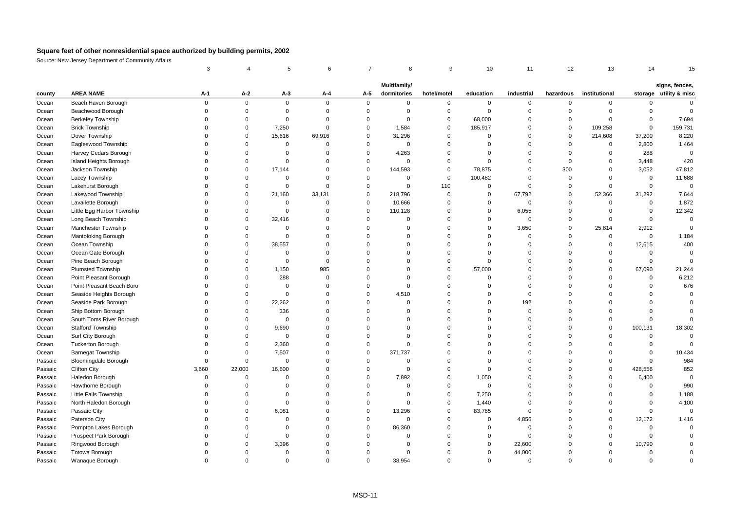## Square feet of other nonresidential space authorized by building permits, 2002

Source: New Jersey Department of Community Affairs

| | | 3 | 4 | 5 | 6 | 7 | 8 | 9 | 10 | 11 | 12 | 13 | 14 | 15 |
|---|---|---|---|---|---|---|---|---|---|---|---|---|---|---|
| county | AREA NAME | A-1 | A-2 | A-3 | A-4 | A-5 | Multifamily/ dormitories | hotel/motel | education | industrial | hazardous | institutional | storage | signs, fences, utility & misc |
| Ocean | Beach Haven Borough | 0 | 0 | 0 | 0 | 0 | 0 | 0 | 0 | 0 | 0 | 0 | 0 | 0 |
| Ocean | Beachwood Borough | 0 | 0 | 0 | 0 | 0 | 0 | 0 | 0 | 0 | 0 | 0 | 0 | 0 |
| Ocean | Berkeley Township | 0 | 0 | 0 | 0 | 0 | 0 | 0 | 68,000 | 0 | 0 | 0 | 0 | 7,694 |
| Ocean | Brick Township | 0 | 0 | 7,250 | 0 | 0 | 1,584 | 0 | 185,917 | 0 | 0 | 109,258 | 0 | 159,731 |
| Ocean | Dover Township | 0 | 0 | 15,616 | 69,916 | 0 | 31,296 | 0 | 0 | 0 | 0 | 214,608 | 37,200 | 8,220 |
| Ocean | Eagleswood Township | 0 | 0 | 0 | 0 | 0 | 0 | 0 | 0 | 0 | 0 | 0 | 2,800 | 1,464 |
| Ocean | Harvey Cedars Borough | 0 | 0 | 0 | 0 | 0 | 4,263 | 0 | 0 | 0 | 0 | 0 | 288 | 0 |
| Ocean | Island Heights Borough | 0 | 0 | 0 | 0 | 0 | 0 | 0 | 0 | 0 | 0 | 0 | 3,448 | 420 |
| Ocean | Jackson Township | 0 | 0 | 17,144 | 0 | 0 | 144,593 | 0 | 78,875 | 0 | 300 | 0 | 3,052 | 47,812 |
| Ocean | Lacey Township | 0 | 0 | 0 | 0 | 0 | 0 | 0 | 100,482 | 0 | 0 | 0 | 0 | 11,688 |
| Ocean | Lakehurst Borough | 0 | 0 | 0 | 0 | 0 | 0 | 110 | 0 | 0 | 0 | 0 | 0 | 0 |
| Ocean | Lakewood Township | 0 | 0 | 21,160 | 33,131 | 0 | 218,796 | 0 | 0 | 67,792 | 0 | 52,366 | 31,292 | 7,644 |
| Ocean | Lavallette Borough | 0 | 0 | 0 | 0 | 0 | 10,666 | 0 | 0 | 0 | 0 | 0 | 0 | 1,872 |
| Ocean | Little Egg Harbor Township | 0 | 0 | 0 | 0 | 0 | 110,128 | 0 | 0 | 6,055 | 0 | 0 | 0 | 12,342 |
| Ocean | Long Beach Township | 0 | 0 | 32,416 | 0 | 0 | 0 | 0 | 0 | 0 | 0 | 0 | 0 | 0 |
| Ocean | Manchester Township | 0 | 0 | 0 | 0 | 0 | 0 | 0 | 0 | 3,650 | 0 | 25,814 | 2,912 | 0 |
| Ocean | Mantoloking Borough | 0 | 0 | 0 | 0 | 0 | 0 | 0 | 0 | 0 | 0 | 0 | 0 | 1,184 |
| Ocean | Ocean Township | 0 | 0 | 38,557 | 0 | 0 | 0 | 0 | 0 | 0 | 0 | 0 | 12,615 | 400 |
| Ocean | Ocean Gate Borough | 0 | 0 | 0 | 0 | 0 | 0 | 0 | 0 | 0 | 0 | 0 | 0 | 0 |
| Ocean | Pine Beach Borough | 0 | 0 | 0 | 0 | 0 | 0 | 0 | 0 | 0 | 0 | 0 | 0 | 0 |
| Ocean | Plumsted Township | 0 | 0 | 1,150 | 985 | 0 | 0 | 0 | 57,000 | 0 | 0 | 0 | 67,090 | 21,244 |
| Ocean | Point Pleasant Borough | 0 | 0 | 288 | 0 | 0 | 0 | 0 | 0 | 0 | 0 | 0 | 0 | 6,212 |
| Ocean | Point Pleasant Beach Boro | 0 | 0 | 0 | 0 | 0 | 0 | 0 | 0 | 0 | 0 | 0 | 0 | 676 |
| Ocean | Seaside Heights Borough | 0 | 0 | 0 | 0 | 0 | 4,510 | 0 | 0 | 0 | 0 | 0 | 0 | 0 |
| Ocean | Seaside Park Borough | 0 | 0 | 22,262 | 0 | 0 | 0 | 0 | 0 | 192 | 0 | 0 | 0 | 0 |
| Ocean | Ship Bottom Borough | 0 | 0 | 336 | 0 | 0 | 0 | 0 | 0 | 0 | 0 | 0 | 0 | 0 |
| Ocean | South Toms River Borough | 0 | 0 | 0 | 0 | 0 | 0 | 0 | 0 | 0 | 0 | 0 | 0 | 0 |
| Ocean | Stafford Township | 0 | 0 | 9,690 | 0 | 0 | 0 | 0 | 0 | 0 | 0 | 0 | 100,131 | 18,302 |
| Ocean | Surf City Borough | 0 | 0 | 0 | 0 | 0 | 0 | 0 | 0 | 0 | 0 | 0 | 0 | 0 |
| Ocean | Tuckerton Borough | 0 | 0 | 2,360 | 0 | 0 | 0 | 0 | 0 | 0 | 0 | 0 | 0 | 0 |
| Ocean | Barnegat Township | 0 | 0 | 7,507 | 0 | 0 | 371,737 | 0 | 0 | 0 | 0 | 0 | 0 | 10,434 |
| Passaic | Bloomingdale Borough | 0 | 0 | 0 | 0 | 0 | 0 | 0 | 0 | 0 | 0 | 0 | 0 | 984 |
| Passaic | Clifton City | 3,660 | 22,000 | 16,600 | 0 | 0 | 0 | 0 | 0 | 0 | 0 | 0 | 428,556 | 852 |
| Passaic | Haledon Borough | 0 | 0 | 0 | 0 | 0 | 7,892 | 0 | 1,050 | 0 | 0 | 0 | 6,400 | 0 |
| Passaic | Hawthorne Borough | 0 | 0 | 0 | 0 | 0 | 0 | 0 | 0 | 0 | 0 | 0 | 0 | 990 |
| Passaic | Little Falls Township | 0 | 0 | 0 | 0 | 0 | 0 | 0 | 7,250 | 0 | 0 | 0 | 0 | 1,188 |
| Passaic | North Haledon Borough | 0 | 0 | 0 | 0 | 0 | 0 | 0 | 1,440 | 0 | 0 | 0 | 0 | 4,100 |
| Passaic | Passaic City | 0 | 0 | 6,081 | 0 | 0 | 13,296 | 0 | 83,765 | 0 | 0 | 0 | 0 | 0 |
| Passaic | Paterson City | 0 | 0 | 0 | 0 | 0 | 0 | 0 | 0 | 4,856 | 0 | 0 | 12,172 | 1,416 |
| Passaic | Pompton Lakes Borough | 0 | 0 | 0 | 0 | 0 | 86,360 | 0 | 0 | 0 | 0 | 0 | 0 | 0 |
| Passaic | Prospect Park Borough | 0 | 0 | 0 | 0 | 0 | 0 | 0 | 0 | 0 | 0 | 0 | 0 | 0 |
| Passaic | Ringwood Borough | 0 | 0 | 3,396 | 0 | 0 | 0 | 0 | 0 | 22,600 | 0 | 0 | 10,790 | 0 |
| Passaic | Totowa Borough | 0 | 0 | 0 | 0 | 0 | 0 | 0 | 0 | 44,000 | 0 | 0 | 0 | 0 |
| Passaic | Wanaque Borough | 0 | 0 | 0 | 0 | 0 | 38,954 | 0 | 0 | 0 | 0 | 0 | 0 | 0 |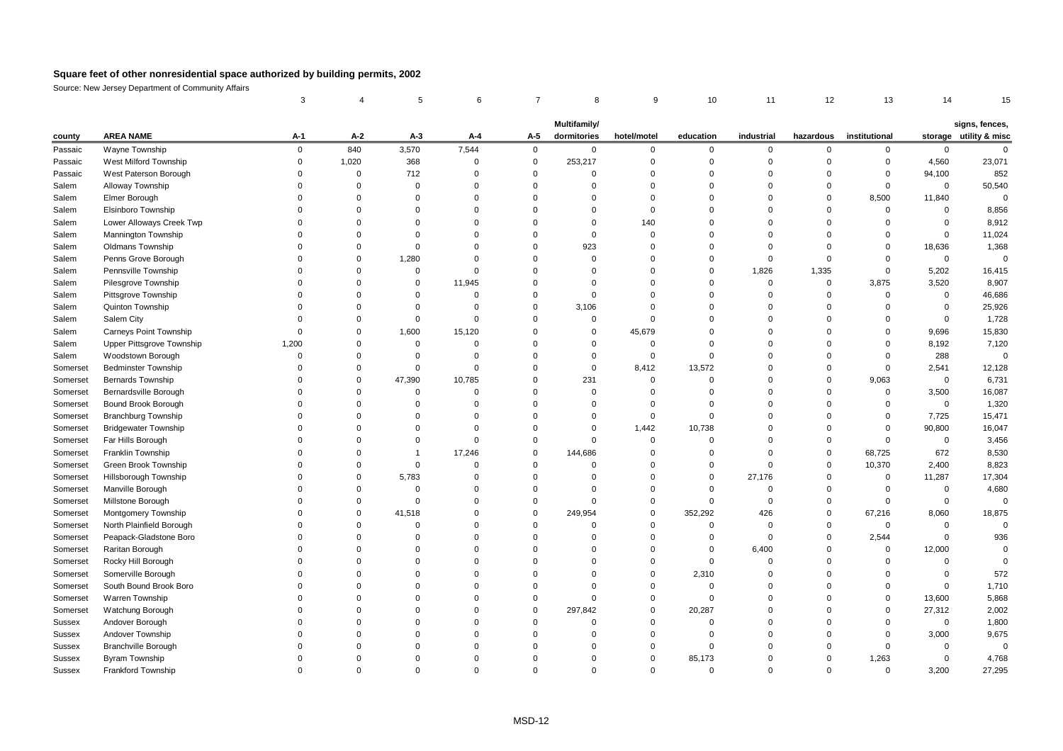# Square feet of other nonresidential space authorized by building permits, 2002

Source: New Jersey Department of Community Affairs

| | | 3 | 4 | 5 | 6 | 7 | 8 | 9 | 10 | 11 | 12 | 13 | 14 | 15 |
|---|---|---|---|---|---|---|---|---|---|---|---|---|---|---|
| county | AREA NAME | A-1 | A-2 | A-3 | A-4 | A-5 | Multifamily/ dormitories | hotel/motel | education | industrial | hazardous | institutional | storage | signs, fences, utility & misc |
| Passaic | Wayne Township | 0 | 840 | 3,570 | 7,544 | 0 | 0 | 0 | 0 | 0 | 0 | 0 | 0 | 0 |
| Passaic | West Milford Township | 0 | 1,020 | 368 | 0 | 0 | 253,217 | 0 | 0 | 0 | 0 | 0 | 4,560 | 23,071 |
| Passaic | West Paterson Borough | 0 | 0 | 712 | 0 | 0 | 0 | 0 | 0 | 0 | 0 | 0 | 94,100 | 852 |
| Salem | Alloway Township | 0 | 0 | 0 | 0 | 0 | 0 | 0 | 0 | 0 | 0 | 0 | 0 | 50,540 |
| Salem | Elmer Borough | 0 | 0 | 0 | 0 | 0 | 0 | 0 | 0 | 0 | 0 | 8,500 | 11,840 | 0 |
| Salem | Elsinboro Township | 0 | 0 | 0 | 0 | 0 | 0 | 0 | 0 | 0 | 0 | 0 | 0 | 8,856 |
| Salem | Lower Alloways Creek Twp | 0 | 0 | 0 | 0 | 0 | 0 | 140 | 0 | 0 | 0 | 0 | 0 | 8,912 |
| Salem | Mannington Township | 0 | 0 | 0 | 0 | 0 | 0 | 0 | 0 | 0 | 0 | 0 | 0 | 11,024 |
| Salem | Oldmans Township | 0 | 0 | 0 | 0 | 0 | 923 | 0 | 0 | 0 | 0 | 0 | 18,636 | 1,368 |
| Salem | Penns Grove Borough | 0 | 0 | 1,280 | 0 | 0 | 0 | 0 | 0 | 0 | 0 | 0 | 0 | 0 |
| Salem | Pennsville Township | 0 | 0 | 0 | 0 | 0 | 0 | 0 | 0 | 1,826 | 1,335 | 0 | 5,202 | 16,415 |
| Salem | Pilesgrove Township | 0 | 0 | 0 | 11,945 | 0 | 0 | 0 | 0 | 0 | 0 | 3,875 | 3,520 | 8,907 |
| Salem | Pittsgrove Township | 0 | 0 | 0 | 0 | 0 | 0 | 0 | 0 | 0 | 0 | 0 | 0 | 46,686 |
| Salem | Quinton Township | 0 | 0 | 0 | 0 | 0 | 3,106 | 0 | 0 | 0 | 0 | 0 | 0 | 25,926 |
| Salem | Salem City | 0 | 0 | 0 | 0 | 0 | 0 | 0 | 0 | 0 | 0 | 0 | 0 | 1,728 |
| Salem | Carneys Point Township | 0 | 0 | 1,600 | 15,120 | 0 | 0 | 45,679 | 0 | 0 | 0 | 0 | 9,696 | 15,830 |
| Salem | Upper Pittsgrove Township | 1,200 | 0 | 0 | 0 | 0 | 0 | 0 | 0 | 0 | 0 | 0 | 8,192 | 7,120 |
| Salem | Woodstown Borough | 0 | 0 | 0 | 0 | 0 | 0 | 0 | 0 | 0 | 0 | 0 | 288 | 0 |
| Somerset | Bedminster Township | 0 | 0 | 0 | 0 | 0 | 0 | 8,412 | 13,572 | 0 | 0 | 0 | 2,541 | 12,128 |
| Somerset | Bernards Township | 0 | 0 | 47,390 | 10,785 | 0 | 231 | 0 | 0 | 0 | 0 | 9,063 | 0 | 6,731 |
| Somerset | Bernardsville Borough | 0 | 0 | 0 | 0 | 0 | 0 | 0 | 0 | 0 | 0 | 0 | 3,500 | 16,087 |
| Somerset | Bound Brook Borough | 0 | 0 | 0 | 0 | 0 | 0 | 0 | 0 | 0 | 0 | 0 | 0 | 1,320 |
| Somerset | Branchburg Township | 0 | 0 | 0 | 0 | 0 | 0 | 0 | 0 | 0 | 0 | 0 | 7,725 | 15,471 |
| Somerset | Bridgewater Township | 0 | 0 | 0 | 0 | 0 | 0 | 1,442 | 10,738 | 0 | 0 | 0 | 90,800 | 16,047 |
| Somerset | Far Hills Borough | 0 | 0 | 0 | 0 | 0 | 0 | 0 | 0 | 0 | 0 | 0 | 0 | 3,456 |
| Somerset | Franklin Township | 0 | 0 | 1 | 17,246 | 0 | 144,686 | 0 | 0 | 0 | 0 | 68,725 | 672 | 8,530 |
| Somerset | Green Brook Township | 0 | 0 | 0 | 0 | 0 | 0 | 0 | 0 | 0 | 0 | 10,370 | 2,400 | 8,823 |
| Somerset | Hillsborough Township | 0 | 0 | 5,783 | 0 | 0 | 0 | 0 | 0 | 27,176 | 0 | 0 | 11,287 | 17,304 |
| Somerset | Manville Borough | 0 | 0 | 0 | 0 | 0 | 0 | 0 | 0 | 0 | 0 | 0 | 0 | 4,680 |
| Somerset | Millstone Borough | 0 | 0 | 0 | 0 | 0 | 0 | 0 | 0 | 0 | 0 | 0 | 0 | 0 |
| Somerset | Montgomery Township | 0 | 0 | 41,518 | 0 | 0 | 249,954 | 0 | 352,292 | 426 | 0 | 67,216 | 8,060 | 18,875 |
| Somerset | North Plainfield Borough | 0 | 0 | 0 | 0 | 0 | 0 | 0 | 0 | 0 | 0 | 0 | 0 | 0 |
| Somerset | Peapack-Gladstone Boro | 0 | 0 | 0 | 0 | 0 | 0 | 0 | 0 | 0 | 0 | 2,544 | 0 | 936 |
| Somerset | Raritan Borough | 0 | 0 | 0 | 0 | 0 | 0 | 0 | 0 | 6,400 | 0 | 0 | 12,000 | 0 |
| Somerset | Rocky Hill Borough | 0 | 0 | 0 | 0 | 0 | 0 | 0 | 0 | 0 | 0 | 0 | 0 | 0 |
| Somerset | Somerville Borough | 0 | 0 | 0 | 0 | 0 | 0 | 0 | 2,310 | 0 | 0 | 0 | 0 | 572 |
| Somerset | South Bound Brook Boro | 0 | 0 | 0 | 0 | 0 | 0 | 0 | 0 | 0 | 0 | 0 | 0 | 1,710 |
| Somerset | Warren Township | 0 | 0 | 0 | 0 | 0 | 0 | 0 | 0 | 0 | 0 | 0 | 13,600 | 5,868 |
| Somerset | Watchung Borough | 0 | 0 | 0 | 0 | 0 | 297,842 | 0 | 20,287 | 0 | 0 | 0 | 27,312 | 2,002 |
| Sussex | Andover Borough | 0 | 0 | 0 | 0 | 0 | 0 | 0 | 0 | 0 | 0 | 0 | 0 | 1,800 |
| Sussex | Andover Township | 0 | 0 | 0 | 0 | 0 | 0 | 0 | 0 | 0 | 0 | 0 | 3,000 | 9,675 |
| Sussex | Branchville Borough | 0 | 0 | 0 | 0 | 0 | 0 | 0 | 0 | 0 | 0 | 0 | 0 | 0 |
| Sussex | Byram Township | 0 | 0 | 0 | 0 | 0 | 0 | 0 | 85,173 | 0 | 0 | 1,263 | 0 | 4,768 |
| Sussex | Frankford Township | 0 | 0 | 0 | 0 | 0 | 0 | 0 | 0 | 0 | 0 | 0 | 3,200 | 27,295 |

MSD-12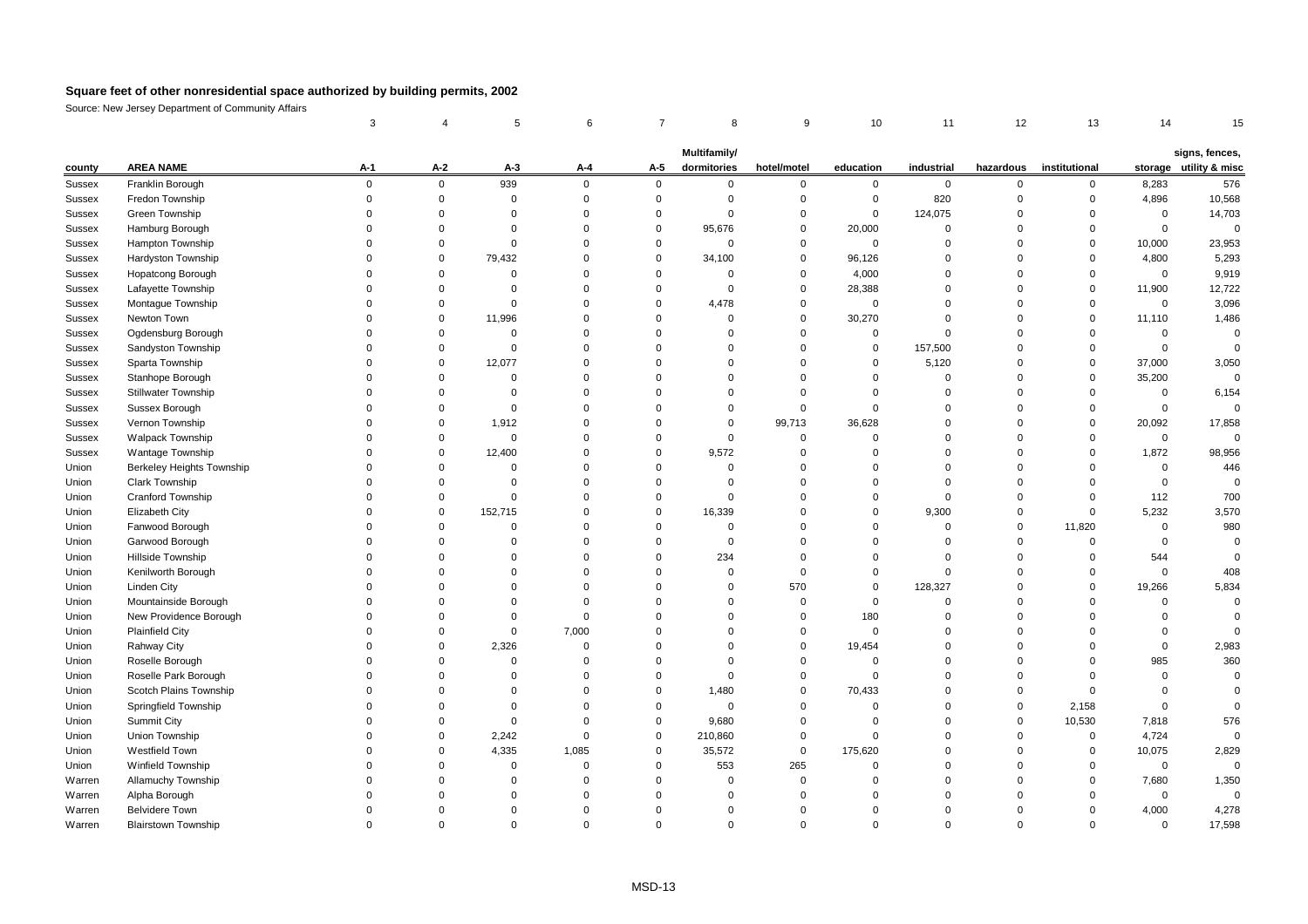# Square feet of other nonresidential space authorized by building permits, 2002

Source: New Jersey Department of Community Affairs

| | | 3 | 4 | 5 | 6 | 7 | 8 | 9 | 10 | 11 | 12 | 13 | 14 | 15 |
|---|---|---|---|---|---|---|---|---|---|---|---|---|---|---|
| county | AREA NAME | A-1 | A-2 | A-3 | A-4 | A-5 | Multifamily/ dormitories | hotel/motel | education | industrial | hazardous | institutional | storage | signs, fences, utility & misc |
| Sussex | Franklin Borough | 0 | 0 | 939 | 0 | 0 | 0 | 0 | 0 | 0 | 0 | 0 | 8,283 | 576 |
| Sussex | Fredon Township | 0 | 0 | 0 | 0 | 0 | 0 | 0 | 0 | 820 | 0 | 0 | 4,896 | 10,568 |
| Sussex | Green Township | 0 | 0 | 0 | 0 | 0 | 0 | 0 | 0 | 124,075 | 0 | 0 | 0 | 14,703 |
| Sussex | Hamburg Borough | 0 | 0 | 0 | 0 | 0 | 95,676 | 0 | 20,000 | 0 | 0 | 0 | 0 | 0 |
| Sussex | Hampton Township | 0 | 0 | 0 | 0 | 0 | 0 | 0 | 0 | 0 | 0 | 0 | 10,000 | 23,953 |
| Sussex | Hardyston Township | 0 | 0 | 79,432 | 0 | 0 | 34,100 | 0 | 96,126 | 0 | 0 | 0 | 4,800 | 5,293 |
| Sussex | Hopatcong Borough | 0 | 0 | 0 | 0 | 0 | 0 | 0 | 4,000 | 0 | 0 | 0 | 0 | 9,919 |
| Sussex | Lafayette Township | 0 | 0 | 0 | 0 | 0 | 0 | 0 | 28,388 | 0 | 0 | 0 | 11,900 | 12,722 |
| Sussex | Montague Township | 0 | 0 | 0 | 0 | 0 | 4,478 | 0 | 0 | 0 | 0 | 0 | 0 | 3,096 |
| Sussex | Newton Town | 0 | 0 | 11,996 | 0 | 0 | 0 | 0 | 30,270 | 0 | 0 | 0 | 11,110 | 1,486 |
| Sussex | Ogdensburg Borough | 0 | 0 | 0 | 0 | 0 | 0 | 0 | 0 | 0 | 0 | 0 | 0 | 0 |
| Sussex | Sandyston Township | 0 | 0 | 0 | 0 | 0 | 0 | 0 | 0 | 157,500 | 0 | 0 | 0 | 0 |
| Sussex | Sparta Township | 0 | 0 | 12,077 | 0 | 0 | 0 | 0 | 0 | 5,120 | 0 | 0 | 37,000 | 3,050 |
| Sussex | Stanhope Borough | 0 | 0 | 0 | 0 | 0 | 0 | 0 | 0 | 0 | 0 | 0 | 35,200 | 0 |
| Sussex | Stillwater Township | 0 | 0 | 0 | 0 | 0 | 0 | 0 | 0 | 0 | 0 | 0 | 0 | 6,154 |
| Sussex | Sussex Borough | 0 | 0 | 0 | 0 | 0 | 0 | 0 | 0 | 0 | 0 | 0 | 0 | 0 |
| Sussex | Vernon Township | 0 | 0 | 1,912 | 0 | 0 | 0 | 99,713 | 36,628 | 0 | 0 | 0 | 20,092 | 17,858 |
| Sussex | Walpack Township | 0 | 0 | 0 | 0 | 0 | 0 | 0 | 0 | 0 | 0 | 0 | 0 | 0 |
| Sussex | Wantage Township | 0 | 0 | 12,400 | 0 | 0 | 9,572 | 0 | 0 | 0 | 0 | 0 | 1,872 | 98,956 |
| Union | Berkeley Heights Township | 0 | 0 | 0 | 0 | 0 | 0 | 0 | 0 | 0 | 0 | 0 | 0 | 446 |
| Union | Clark Township | 0 | 0 | 0 | 0 | 0 | 0 | 0 | 0 | 0 | 0 | 0 | 0 | 0 |
| Union | Cranford Township | 0 | 0 | 0 | 0 | 0 | 0 | 0 | 0 | 0 | 0 | 0 | 112 | 700 |
| Union | Elizabeth City | 0 | 0 | 152,715 | 0 | 0 | 16,339 | 0 | 0 | 9,300 | 0 | 0 | 5,232 | 3,570 |
| Union | Fanwood Borough | 0 | 0 | 0 | 0 | 0 | 0 | 0 | 0 | 0 | 0 | 11,820 | 0 | 980 |
| Union | Garwood Borough | 0 | 0 | 0 | 0 | 0 | 0 | 0 | 0 | 0 | 0 | 0 | 0 | 0 |
| Union | Hillside Township | 0 | 0 | 0 | 0 | 0 | 234 | 0 | 0 | 0 | 0 | 0 | 544 | 0 |
| Union | Kenilworth Borough | 0 | 0 | 0 | 0 | 0 | 0 | 0 | 0 | 0 | 0 | 0 | 0 | 408 |
| Union | Linden City | 0 | 0 | 0 | 0 | 0 | 0 | 570 | 0 | 128,327 | 0 | 0 | 19,266 | 5,834 |
| Union | Mountainside Borough | 0 | 0 | 0 | 0 | 0 | 0 | 0 | 0 | 0 | 0 | 0 | 0 | 0 |
| Union | New Providence Borough | 0 | 0 | 0 | 0 | 0 | 0 | 0 | 180 | 0 | 0 | 0 | 0 | 0 |
| Union | Plainfield City | 0 | 0 | 0 | 7,000 | 0 | 0 | 0 | 0 | 0 | 0 | 0 | 0 | 0 |
| Union | Rahway City | 0 | 0 | 2,326 | 0 | 0 | 0 | 0 | 19,454 | 0 | 0 | 0 | 0 | 2,983 |
| Union | Roselle Borough | 0 | 0 | 0 | 0 | 0 | 0 | 0 | 0 | 0 | 0 | 0 | 985 | 360 |
| Union | Roselle Park Borough | 0 | 0 | 0 | 0 | 0 | 0 | 0 | 0 | 0 | 0 | 0 | 0 | 0 |
| Union | Scotch Plains Township | 0 | 0 | 0 | 0 | 0 | 1,480 | 0 | 70,433 | 0 | 0 | 0 | 0 | 0 |
| Union | Springfield Township | 0 | 0 | 0 | 0 | 0 | 0 | 0 | 0 | 0 | 0 | 2,158 | 0 | 0 |
| Union | Summit City | 0 | 0 | 0 | 0 | 0 | 9,680 | 0 | 0 | 0 | 0 | 10,530 | 7,818 | 576 |
| Union | Union Township | 0 | 0 | 2,242 | 0 | 0 | 210,860 | 0 | 0 | 0 | 0 | 0 | 4,724 | 0 |
| Union | Westfield Town | 0 | 0 | 4,335 | 1,085 | 0 | 35,572 | 0 | 175,620 | 0 | 0 | 0 | 10,075 | 2,829 |
| Union | Winfield Township | 0 | 0 | 0 | 0 | 0 | 553 | 265 | 0 | 0 | 0 | 0 | 0 | 0 |
| Warren | Allamuchy Township | 0 | 0 | 0 | 0 | 0 | 0 | 0 | 0 | 0 | 0 | 0 | 7,680 | 1,350 |
| Warren | Alpha Borough | 0 | 0 | 0 | 0 | 0 | 0 | 0 | 0 | 0 | 0 | 0 | 0 | 0 |
| Warren | Belvidere Town | 0 | 0 | 0 | 0 | 0 | 0 | 0 | 0 | 0 | 0 | 0 | 4,000 | 4,278 |
| Warren | Blairstown Township | 0 | 0 | 0 | 0 | 0 | 0 | 0 | 0 | 0 | 0 | 0 | 0 | 17,598 |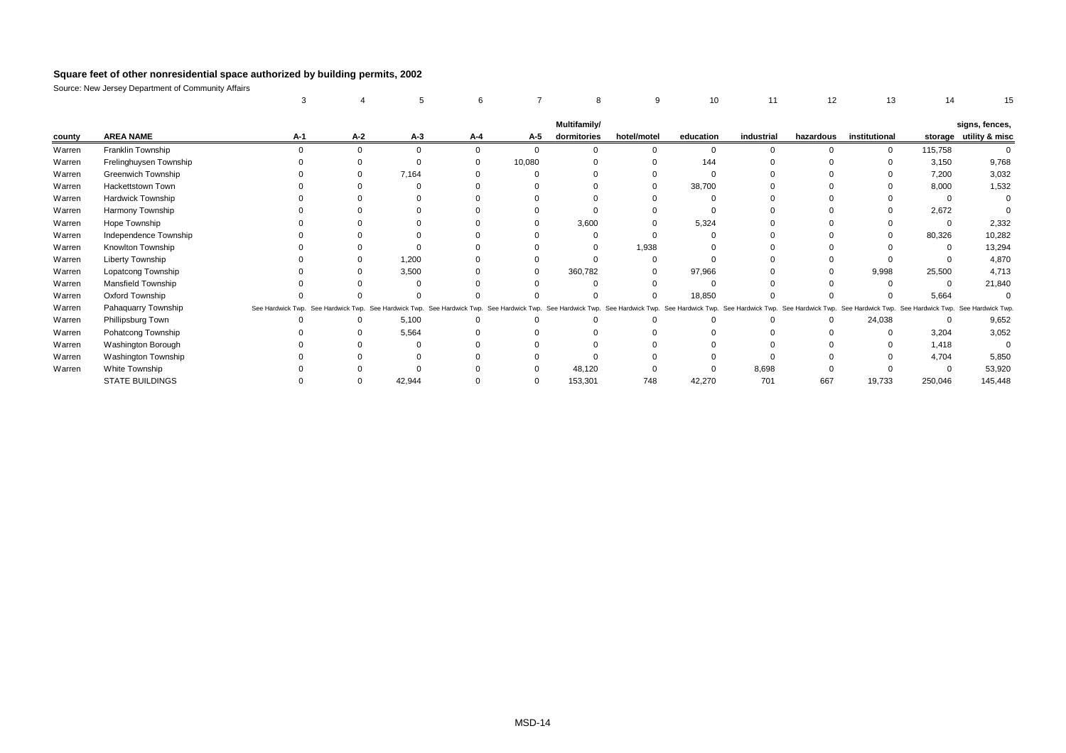## Square feet of other nonresidential space authorized by building permits, 2002

Source: New Jersey Department of Community Affairs

| | | 3 | 4 | 5 | 6 | 7 | 8 | 9 | 10 | 11 | 12 | 13 | 14 | 15 |
|---|---|---|---|---|---|---|---|---|---|---|---|---|---|---|
| county | AREA NAME | A-1 | A-2 | A-3 | A-4 | A-5 | Multifamily/ dormitories | hotel/motel | education | industrial | hazardous | institutional | storage | signs, fences, utility & misc |
| Warren | Franklin Township | 0 | 0 | 0 | 0 | 0 | 0 | 0 | 0 | 0 | 0 | 0 | 115,758 | 0 |
| Warren | Frelinghuysen Township | 0 | 0 | 0 | 0 | 10,080 | 0 | 0 | 144 | 0 | 0 | 0 | 3,150 | 9,768 |
| Warren | Greenwich Township | 0 | 0 | 7,164 | 0 | 0 | 0 | 0 | 0 | 0 | 0 | 0 | 7,200 | 3,032 |
| Warren | Hackettstown Town | 0 | 0 | 0 | 0 | 0 | 0 | 0 | 38,700 | 0 | 0 | 0 | 8,000 | 1,532 |
| Warren | Hardwick Township | 0 | 0 | 0 | 0 | 0 | 0 | 0 | 0 | 0 | 0 | 0 | 0 | 0 |
| Warren | Harmony Township | 0 | 0 | 0 | 0 | 0 | 0 | 0 | 0 | 0 | 0 | 0 | 2,672 | 0 |
| Warren | Hope Township | 0 | 0 | 0 | 0 | 0 | 3,600 | 0 | 5,324 | 0 | 0 | 0 | 0 | 2,332 |
| Warren | Independence Township | 0 | 0 | 0 | 0 | 0 | 0 | 0 | 0 | 0 | 0 | 0 | 80,326 | 10,282 |
| Warren | Knowlton Township | 0 | 0 | 0 | 0 | 0 | 0 | 1,938 | 0 | 0 | 0 | 0 | 0 | 13,294 |
| Warren | Liberty Township | 0 | 0 | 1,200 | 0 | 0 | 0 | 0 | 0 | 0 | 0 | 0 | 0 | 4,870 |
| Warren | Lopatcong Township | 0 | 0 | 3,500 | 0 | 0 | 360,782 | 0 | 97,966 | 0 | 0 | 9,998 | 25,500 | 4,713 |
| Warren | Mansfield Township | 0 | 0 | 0 | 0 | 0 | 0 | 0 | 0 | 0 | 0 | 0 | 0 | 21,840 |
| Warren | Oxford Township | 0 | 0 | 0 | 0 | 0 | 0 | 0 | 18,850 | 0 | 0 | 0 | 5,664 | 0 |
| Warren | Pahaquarry Township | See Hardwick Twp. | See Hardwick Twp. | See Hardwick Twp. | See Hardwick Twp. | See Hardwick Twp. | See Hardwick Twp. | See Hardwick Twp. | See Hardwick Twp. | See Hardwick Twp. | See Hardwick Twp. | See Hardwick Twp. | See Hardwick Twp. | See Hardwick Twp. |
| Warren | Phillipsburg Town | 0 | 0 | 5,100 | 0 | 0 | 0 | 0 | 0 | 0 | 0 | 24,038 | 0 | 9,652 |
| Warren | Pohatcong Township | 0 | 0 | 5,564 | 0 | 0 | 0 | 0 | 0 | 0 | 0 | 0 | 3,204 | 3,052 |
| Warren | Washington Borough | 0 | 0 | 0 | 0 | 0 | 0 | 0 | 0 | 0 | 0 | 0 | 1,418 | 0 |
| Warren | Washington Township | 0 | 0 | 0 | 0 | 0 | 0 | 0 | 0 | 0 | 0 | 0 | 4,704 | 5,850 |
| Warren | White Township | 0 | 0 | 0 | 0 | 0 | 48,120 | 0 | 0 | 8,698 | 0 | 0 | 0 | 53,920 |
| | STATE BUILDINGS | 0 | 0 | 42,944 | 0 | 0 | 153,301 | 748 | 42,270 | 701 | 667 | 19,733 | 250,046 | 145,448 |

MSD-14